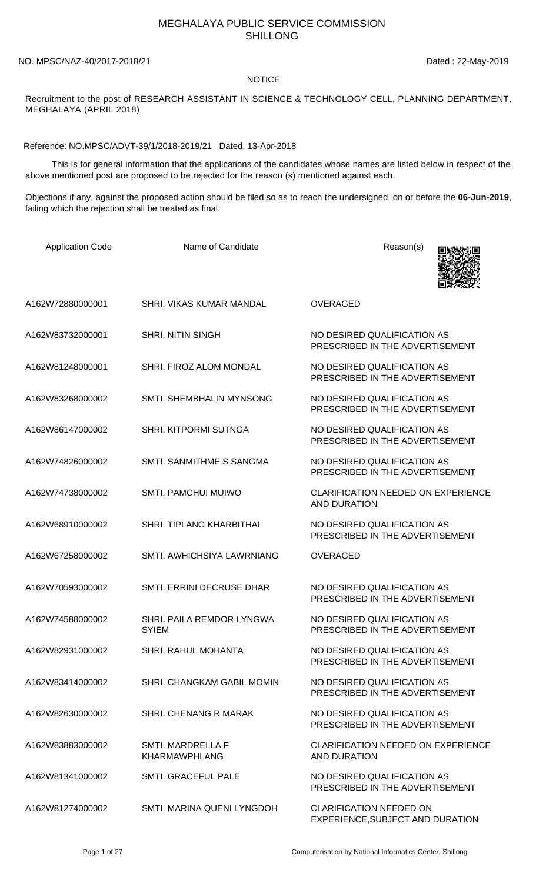# MEGHALAYA PUBLIC SERVICE COMMISSION
## SHILLONG

NO. MPSC/NAZ-40/2017-2018/21

Dated : 22-May-2019

**NOTICE**

Recruitment to the post of RESEARCH ASSISTANT IN SCIENCE & TECHNOLOGY CELL, PLANNING DEPARTMENT, MEGHALAYA (APRIL 2018)

Reference: NO.MPSC/ADVT-39/1/2018-2019/21 Dated, 13-Apr-2018

This is for general information that the applications of the candidates whose names are listed below in respect of the above mentioned post are proposed to be rejected for the reason (s) mentioned against each.

Objections if any, against the proposed action should be filed so as to reach the undersigned, on or before the **06-Jun-2019**, failing which the rejection shall be treated as final.

| Application Code | Name of Candidate | Reason(s) |
|---|---|---|
| A162W72880000001 | SHRI. VIKAS KUMAR MANDAL | OVERAGED |
| A162W83732000001 | SHRI. NITIN SINGH | NO DESIRED QUALIFICATION AS PRESCRIBED IN THE ADVERTISEMENT |
| A162W81248000001 | SHRI. FIROZ ALOM MONDAL | NO DESIRED QUALIFICATION AS PRESCRIBED IN THE ADVERTISEMENT |
| A162W83268000002 | SMTI. SHEMBHALIN MYNSONG | NO DESIRED QUALIFICATION AS PRESCRIBED IN THE ADVERTISEMENT |
| A162W86147000002 | SHRI. KITPORMI SUTNGA | NO DESIRED QUALIFICATION AS PRESCRIBED IN THE ADVERTISEMENT |
| A162W74826000002 | SMTI. SANMITHME S SANGMA | NO DESIRED QUALIFICATION AS PRESCRIBED IN THE ADVERTISEMENT |
| A162W74738000002 | SMTI. PAMCHUI MUIWO | CLARIFICATION NEEDED ON EXPERIENCE AND DURATION |
| A162W68910000002 | SHRI. TIPLANG KHARBITHAI | NO DESIRED QUALIFICATION AS PRESCRIBED IN THE ADVERTISEMENT |
| A162W67258000002 | SMTI. AWHICHSIYA LAWRNIANG | OVERAGED |
| A162W70593000002 | SMTI. ERRINI DECRUSE DHAR | NO DESIRED QUALIFICATION AS PRESCRIBED IN THE ADVERTISEMENT |
| A162W74588000002 | SHRI. PAILA REMDOR LYNGWA SYIEM | NO DESIRED QUALIFICATION AS PRESCRIBED IN THE ADVERTISEMENT |
| A162W82931000002 | SHRI. RAHUL MOHANTA | NO DESIRED QUALIFICATION AS PRESCRIBED IN THE ADVERTISEMENT |
| A162W83414000002 | SHRI. CHANGKAM GABIL MOMIN | NO DESIRED QUALIFICATION AS PRESCRIBED IN THE ADVERTISEMENT |
| A162W82630000002 | SHRI. CHENANG R MARAK | NO DESIRED QUALIFICATION AS PRESCRIBED IN THE ADVERTISEMENT |
| A162W83883000002 | SMTI. MARDRELLA F KHARMAWPHLANG | CLARIFICATION NEEDED ON EXPERIENCE AND DURATION |
| A162W81341000002 | SMTI. GRACEFUL PALE | NO DESIRED QUALIFICATION AS PRESCRIBED IN THE ADVERTISEMENT |
| A162W81274000002 | SMTI. MARINA QUENI LYNGDOH | CLARIFICATION NEEDED ON EXPERIENCE,SUBJECT AND DURATION |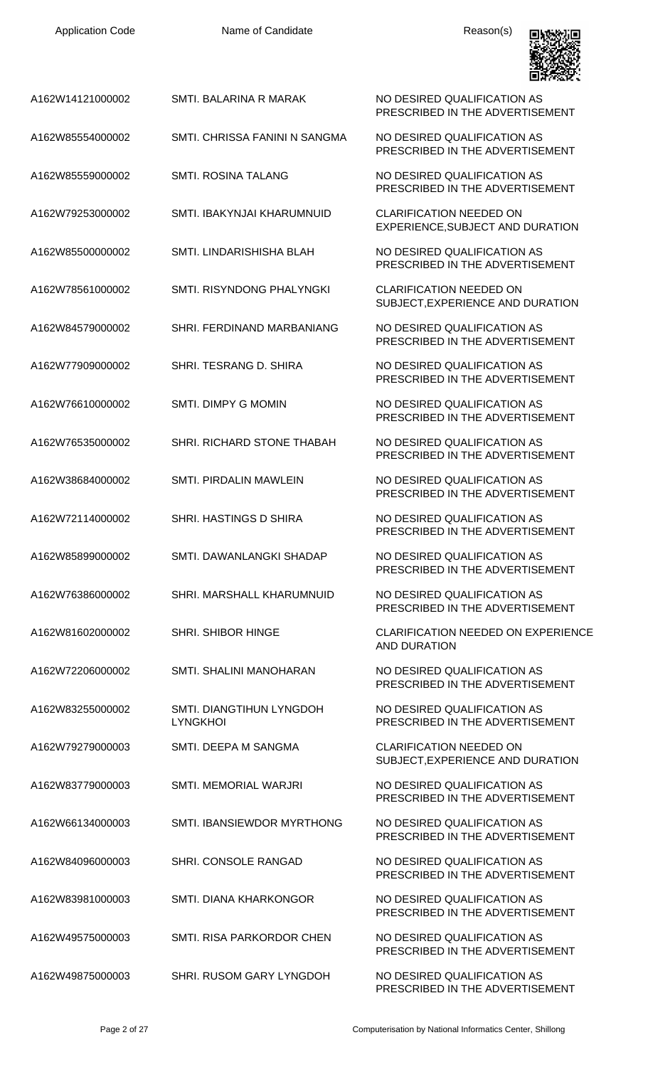| Application Code | Name of Candidate | Reason(s) |
| --- | --- | --- |
| A162W14121000002 | SMTI. BALARINA R MARAK | NO DESIRED QUALIFICATION AS PRESCRIBED IN THE ADVERTISEMENT |
| A162W85554000002 | SMTI. CHRISSA FANINI N SANGMA | NO DESIRED QUALIFICATION AS PRESCRIBED IN THE ADVERTISEMENT |
| A162W85559000002 | SMTI. ROSINA TALANG | NO DESIRED QUALIFICATION AS PRESCRIBED IN THE ADVERTISEMENT |
| A162W79253000002 | SMTI. IBAKYNJAI KHARUMNUID | CLARIFICATION NEEDED ON EXPERIENCE,SUBJECT AND DURATION |
| A162W85500000002 | SMTI. LINDARISHISHA BLAH | NO DESIRED QUALIFICATION AS PRESCRIBED IN THE ADVERTISEMENT |
| A162W78561000002 | SMTI. RISYNDONG PHALYNGKI | CLARIFICATION NEEDED ON SUBJECT,EXPERIENCE AND DURATION |
| A162W84579000002 | SHRI. FERDINAND MARBANIANG | NO DESIRED QUALIFICATION AS PRESCRIBED IN THE ADVERTISEMENT |
| A162W77909000002 | SHRI. TESRANG D. SHIRA | NO DESIRED QUALIFICATION AS PRESCRIBED IN THE ADVERTISEMENT |
| A162W76610000002 | SMTI. DIMPY G MOMIN | NO DESIRED QUALIFICATION AS PRESCRIBED IN THE ADVERTISEMENT |
| A162W76535000002 | SHRI. RICHARD STONE THABAH | NO DESIRED QUALIFICATION AS PRESCRIBED IN THE ADVERTISEMENT |
| A162W38684000002 | SMTI. PIRDALIN MAWLEIN | NO DESIRED QUALIFICATION AS PRESCRIBED IN THE ADVERTISEMENT |
| A162W72114000002 | SHRI. HASTINGS D SHIRA | NO DESIRED QUALIFICATION AS PRESCRIBED IN THE ADVERTISEMENT |
| A162W85899000002 | SMTI. DAWANLANGKI SHADAP | NO DESIRED QUALIFICATION AS PRESCRIBED IN THE ADVERTISEMENT |
| A162W76386000002 | SHRI. MARSHALL KHARUMNUID | NO DESIRED QUALIFICATION AS PRESCRIBED IN THE ADVERTISEMENT |
| A162W81602000002 | SHRI. SHIBOR HINGE | CLARIFICATION NEEDED ON EXPERIENCE AND DURATION |
| A162W72206000002 | SMTI. SHALINI MANOHARAN | NO DESIRED QUALIFICATION AS PRESCRIBED IN THE ADVERTISEMENT |
| A162W83255000002 | SMTI. DIANGTIHUN LYNGDOH LYNGKHOI | NO DESIRED QUALIFICATION AS PRESCRIBED IN THE ADVERTISEMENT |
| A162W79279000003 | SMTI. DEEPA M SANGMA | CLARIFICATION NEEDED ON SUBJECT,EXPERIENCE AND DURATION |
| A162W83779000003 | SMTI. MEMORIAL WARJRI | NO DESIRED QUALIFICATION AS PRESCRIBED IN THE ADVERTISEMENT |
| A162W66134000003 | SMTI. IBANSIEWDOR MYRTHONG | NO DESIRED QUALIFICATION AS PRESCRIBED IN THE ADVERTISEMENT |
| A162W84096000003 | SHRI. CONSOLE RANGAD | NO DESIRED QUALIFICATION AS PRESCRIBED IN THE ADVERTISEMENT |
| A162W83981000003 | SMTI. DIANA KHARKONGOR | NO DESIRED QUALIFICATION AS PRESCRIBED IN THE ADVERTISEMENT |
| A162W49575000003 | SMTI. RISA PARKORDOR CHEN | NO DESIRED QUALIFICATION AS PRESCRIBED IN THE ADVERTISEMENT |
| A162W49875000003 | SHRI. RUSOM GARY LYNGDOH | NO DESIRED QUALIFICATION AS PRESCRIBED IN THE ADVERTISEMENT |

Computerisation by National Informatics Center, Shillong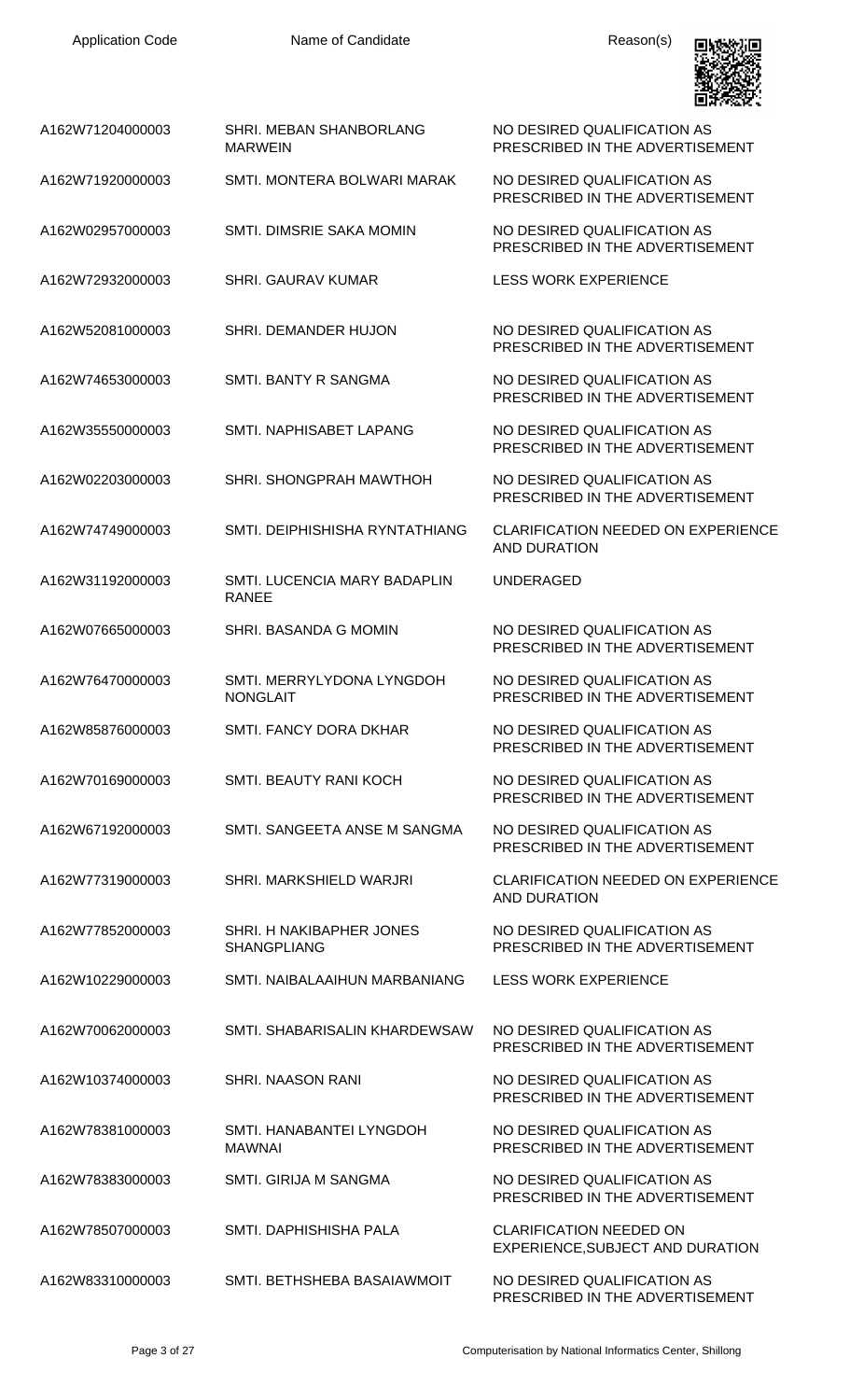| Application Code | Name of Candidate | Reason(s) |
|---|---|---|
| A162W71204000003 | SHRI. MEBAN SHANBORLANG MARWEIN | NO DESIRED QUALIFICATION AS PRESCRIBED IN THE ADVERTISEMENT |
| A162W71920000003 | SMTI. MONTERA BOLWARI MARAK | NO DESIRED QUALIFICATION AS PRESCRIBED IN THE ADVERTISEMENT |
| A162W02957000003 | SMTI. DIMSRIE SAKA MOMIN | NO DESIRED QUALIFICATION AS PRESCRIBED IN THE ADVERTISEMENT |
| A162W72932000003 | SHRI. GAURAV KUMAR | LESS WORK EXPERIENCE |
| A162W52081000003 | SHRI. DEMANDER HUJON | NO DESIRED QUALIFICATION AS PRESCRIBED IN THE ADVERTISEMENT |
| A162W74653000003 | SMTI. BANTY R SANGMA | NO DESIRED QUALIFICATION AS PRESCRIBED IN THE ADVERTISEMENT |
| A162W35550000003 | SMTI. NAPHISABET LAPANG | NO DESIRED QUALIFICATION AS PRESCRIBED IN THE ADVERTISEMENT |
| A162W02203000003 | SHRI. SHONGPRAH MAWTHOH | NO DESIRED QUALIFICATION AS PRESCRIBED IN THE ADVERTISEMENT |
| A162W74749000003 | SMTI. DEIPHISHISHA RYNTATHIANG | CLARIFICATION NEEDED ON EXPERIENCE AND DURATION |
| A162W31192000003 | SMTI. LUCENCIA MARY BADAPLIN RANEE | UNDERAGED |
| A162W07665000003 | SHRI. BASANDA G MOMIN | NO DESIRED QUALIFICATION AS PRESCRIBED IN THE ADVERTISEMENT |
| A162W76470000003 | SMTI. MERRYLYDONA LYNGDOH NONGLAIT | NO DESIRED QUALIFICATION AS PRESCRIBED IN THE ADVERTISEMENT |
| A162W85876000003 | SMTI. FANCY DORA DKHAR | NO DESIRED QUALIFICATION AS PRESCRIBED IN THE ADVERTISEMENT |
| A162W70169000003 | SMTI. BEAUTY RANI KOCH | NO DESIRED QUALIFICATION AS PRESCRIBED IN THE ADVERTISEMENT |
| A162W67192000003 | SMTI. SANGEETA ANSE M SANGMA | NO DESIRED QUALIFICATION AS PRESCRIBED IN THE ADVERTISEMENT |
| A162W77319000003 | SHRI. MARKSHIELD WARJRI | CLARIFICATION NEEDED ON EXPERIENCE AND DURATION |
| A162W77852000003 | SHRI. H NAKIBAPHER JONES SHANGPLIANG | NO DESIRED QUALIFICATION AS PRESCRIBED IN THE ADVERTISEMENT |
| A162W10229000003 | SMTI. NAIBALAAIHUN MARBANIANG | LESS WORK EXPERIENCE |
| A162W70062000003 | SMTI. SHABARISALIN KHARDEWSAW | NO DESIRED QUALIFICATION AS PRESCRIBED IN THE ADVERTISEMENT |
| A162W10374000003 | SHRI. NAASON RANI | NO DESIRED QUALIFICATION AS PRESCRIBED IN THE ADVERTISEMENT |
| A162W78381000003 | SMTI. HANABANTEI LYNGDOH MAWNAI | NO DESIRED QUALIFICATION AS PRESCRIBED IN THE ADVERTISEMENT |
| A162W78383000003 | SMTI. GIRIJA M SANGMA | NO DESIRED QUALIFICATION AS PRESCRIBED IN THE ADVERTISEMENT |
| A162W78507000003 | SMTI. DAPHISHISHA PALA | CLARIFICATION NEEDED ON EXPERIENCE,SUBJECT AND DURATION |
| A162W83310000003 | SMTI. BETHSHEBA BASAIAWMOIT | NO DESIRED QUALIFICATION AS PRESCRIBED IN THE ADVERTISEMENT |

Computerisation by National Informatics Center, Shillong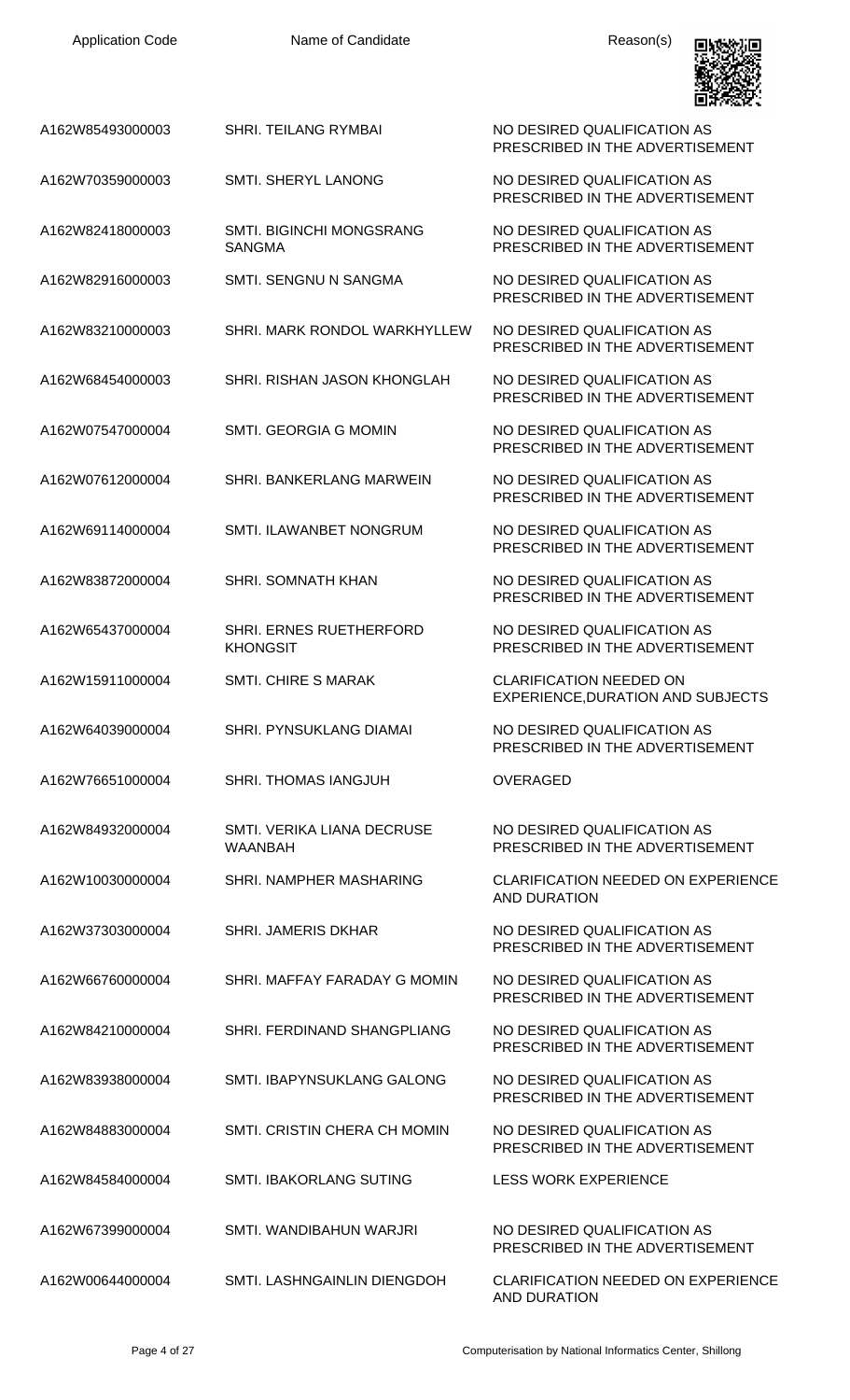| Application Code | Name of Candidate | Reason(s) |
| --- | --- | --- |
| A162W85493000003 | SHRI. TEILANG RYMBAI | NO DESIRED QUALIFICATION AS PRESCRIBED IN THE ADVERTISEMENT |
| A162W70359000003 | SMTI. SHERYL LANONG | NO DESIRED QUALIFICATION AS PRESCRIBED IN THE ADVERTISEMENT |
| A162W82418000003 | SMTI. BIGINCHI MONGSRANG SANGMA | NO DESIRED QUALIFICATION AS PRESCRIBED IN THE ADVERTISEMENT |
| A162W82916000003 | SMTI. SENGNU N SANGMA | NO DESIRED QUALIFICATION AS PRESCRIBED IN THE ADVERTISEMENT |
| A162W83210000003 | SHRI. MARK RONDOL WARKHYLLEW | NO DESIRED QUALIFICATION AS PRESCRIBED IN THE ADVERTISEMENT |
| A162W68454000003 | SHRI. RISHAN JASON KHONGLAH | NO DESIRED QUALIFICATION AS PRESCRIBED IN THE ADVERTISEMENT |
| A162W07547000004 | SMTI. GEORGIA G MOMIN | NO DESIRED QUALIFICATION AS PRESCRIBED IN THE ADVERTISEMENT |
| A162W07612000004 | SHRI. BANKERLANG MARWEIN | NO DESIRED QUALIFICATION AS PRESCRIBED IN THE ADVERTISEMENT |
| A162W69114000004 | SMTI. ILAWANBET NONGRUM | NO DESIRED QUALIFICATION AS PRESCRIBED IN THE ADVERTISEMENT |
| A162W83872000004 | SHRI. SOMNATH KHAN | NO DESIRED QUALIFICATION AS PRESCRIBED IN THE ADVERTISEMENT |
| A162W65437000004 | SHRI. ERNES RUETHERFORD KHONGSIT | NO DESIRED QUALIFICATION AS PRESCRIBED IN THE ADVERTISEMENT |
| A162W15911000004 | SMTI. CHIRE S MARAK | CLARIFICATION NEEDED ON EXPERIENCE,DURATION AND SUBJECTS |
| A162W64039000004 | SHRI. PYNSUKLANG DIAMAI | NO DESIRED QUALIFICATION AS PRESCRIBED IN THE ADVERTISEMENT |
| A162W76651000004 | SHRI. THOMAS IANGJUH | OVERAGED |
| A162W84932000004 | SMTI. VERIKA LIANA DECRUSE WAANBAH | NO DESIRED QUALIFICATION AS PRESCRIBED IN THE ADVERTISEMENT |
| A162W10030000004 | SHRI. NAMPHER MASHARING | CLARIFICATION NEEDED ON EXPERIENCE AND DURATION |
| A162W37303000004 | SHRI. JAMERIS DKHAR | NO DESIRED QUALIFICATION AS PRESCRIBED IN THE ADVERTISEMENT |
| A162W66760000004 | SHRI. MAFFAY FARADAY G MOMIN | NO DESIRED QUALIFICATION AS PRESCRIBED IN THE ADVERTISEMENT |
| A162W84210000004 | SHRI. FERDINAND SHANGPLIANG | NO DESIRED QUALIFICATION AS PRESCRIBED IN THE ADVERTISEMENT |
| A162W83938000004 | SMTI. IBAPYNSUKLANG GALONG | NO DESIRED QUALIFICATION AS PRESCRIBED IN THE ADVERTISEMENT |
| A162W84883000004 | SMTI. CRISTIN CHERA CH MOMIN | NO DESIRED QUALIFICATION AS PRESCRIBED IN THE ADVERTISEMENT |
| A162W84584000004 | SMTI. IBAKORLANG SUTING | LESS WORK EXPERIENCE |
| A162W67399000004 | SMTI. WANDIBAHUN WARJRI | NO DESIRED QUALIFICATION AS PRESCRIBED IN THE ADVERTISEMENT |
| A162W00644000004 | SMTI. LASHNGAINLIN DIENGDOH | CLARIFICATION NEEDED ON EXPERIENCE AND DURATION |

Computerisation by National Informatics Center, Shillong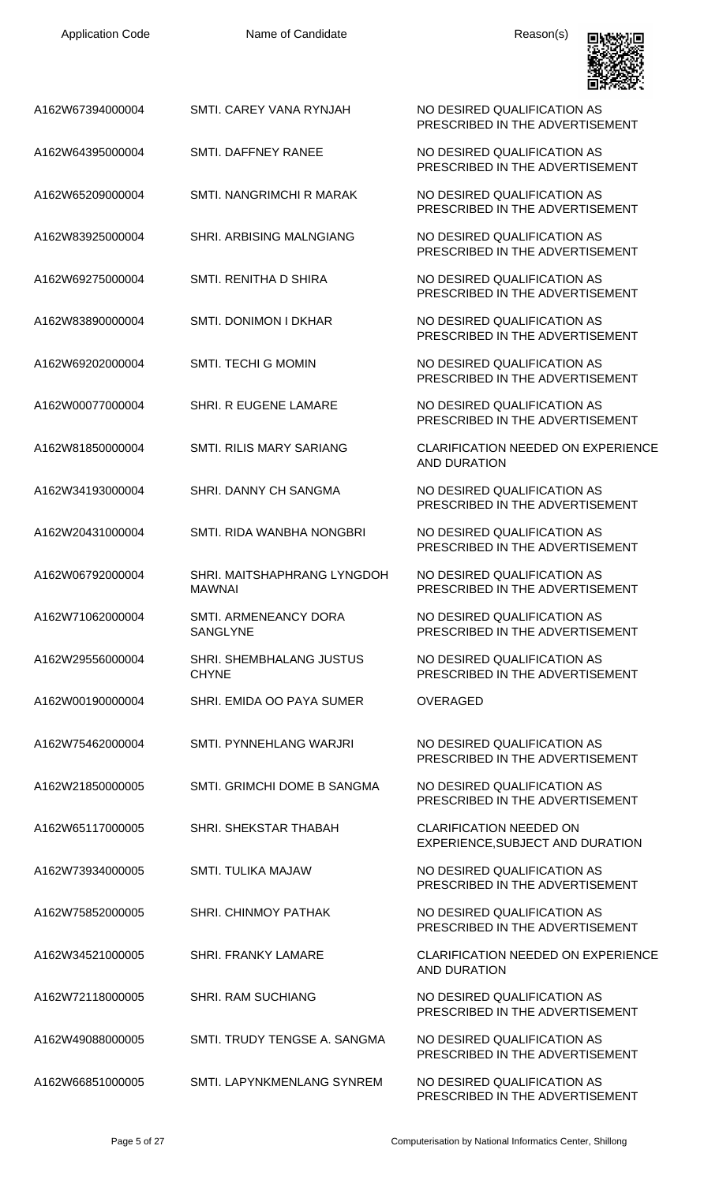| Application Code | Name of Candidate | Reason(s) |
|---|---|---|
| A162W67394000004 | SMTI. CAREY VANA RYNJAH | NO DESIRED QUALIFICATION AS PRESCRIBED IN THE ADVERTISEMENT |
| A162W64395000004 | SMTI. DAFFNEY RANEE | NO DESIRED QUALIFICATION AS PRESCRIBED IN THE ADVERTISEMENT |
| A162W65209000004 | SMTI. NANGRIMCHI R MARAK | NO DESIRED QUALIFICATION AS PRESCRIBED IN THE ADVERTISEMENT |
| A162W83925000004 | SHRI. ARBISING MALNGIANG | NO DESIRED QUALIFICATION AS PRESCRIBED IN THE ADVERTISEMENT |
| A162W69275000004 | SMTI. RENITHA D SHIRA | NO DESIRED QUALIFICATION AS PRESCRIBED IN THE ADVERTISEMENT |
| A162W83890000004 | SMTI. DONIMON I DKHAR | NO DESIRED QUALIFICATION AS PRESCRIBED IN THE ADVERTISEMENT |
| A162W69202000004 | SMTI. TECHI G MOMIN | NO DESIRED QUALIFICATION AS PRESCRIBED IN THE ADVERTISEMENT |
| A162W00077000004 | SHRI. R EUGENE LAMARE | NO DESIRED QUALIFICATION AS PRESCRIBED IN THE ADVERTISEMENT |
| A162W81850000004 | SMTI. RILIS MARY SARIANG | CLARIFICATION NEEDED ON EXPERIENCE AND DURATION |
| A162W34193000004 | SHRI. DANNY CH SANGMA | NO DESIRED QUALIFICATION AS PRESCRIBED IN THE ADVERTISEMENT |
| A162W20431000004 | SMTI. RIDA WANBHA NONGBRI | NO DESIRED QUALIFICATION AS PRESCRIBED IN THE ADVERTISEMENT |
| A162W06792000004 | SHRI. MAITSHAPHRANG LYNGDOH MAWNAI | NO DESIRED QUALIFICATION AS PRESCRIBED IN THE ADVERTISEMENT |
| A162W71062000004 | SMTI. ARMENEANCY DORA SANGLYNE | NO DESIRED QUALIFICATION AS PRESCRIBED IN THE ADVERTISEMENT |
| A162W29556000004 | SHRI. SHEMBHALANG JUSTUS CHYNE | NO DESIRED QUALIFICATION AS PRESCRIBED IN THE ADVERTISEMENT |
| A162W00190000004 | SHRI. EMIDA OO PAYA SUMER | OVERAGED |
| A162W75462000004 | SMTI. PYNNEHLANG WARJRI | NO DESIRED QUALIFICATION AS PRESCRIBED IN THE ADVERTISEMENT |
| A162W21850000005 | SMTI. GRIMCHI DOME B SANGMA | NO DESIRED QUALIFICATION AS PRESCRIBED IN THE ADVERTISEMENT |
| A162W65117000005 | SHRI. SHEKSTAR THABAH | CLARIFICATION NEEDED ON EXPERIENCE,SUBJECT AND DURATION |
| A162W73934000005 | SMTI. TULIKA MAJAW | NO DESIRED QUALIFICATION AS PRESCRIBED IN THE ADVERTISEMENT |
| A162W75852000005 | SHRI. CHINMOY PATHAK | NO DESIRED QUALIFICATION AS PRESCRIBED IN THE ADVERTISEMENT |
| A162W34521000005 | SHRI. FRANKY LAMARE | CLARIFICATION NEEDED ON EXPERIENCE AND DURATION |
| A162W72118000005 | SHRI. RAM SUCHIANG | NO DESIRED QUALIFICATION AS PRESCRIBED IN THE ADVERTISEMENT |
| A162W49088000005 | SMTI. TRUDY TENGSE A. SANGMA | NO DESIRED QUALIFICATION AS PRESCRIBED IN THE ADVERTISEMENT |
| A162W66851000005 | SMTI. LAPYNKMENLANG SYNREM | NO DESIRED QUALIFICATION AS PRESCRIBED IN THE ADVERTISEMENT |

Computerisation by National Informatics Center, Shillong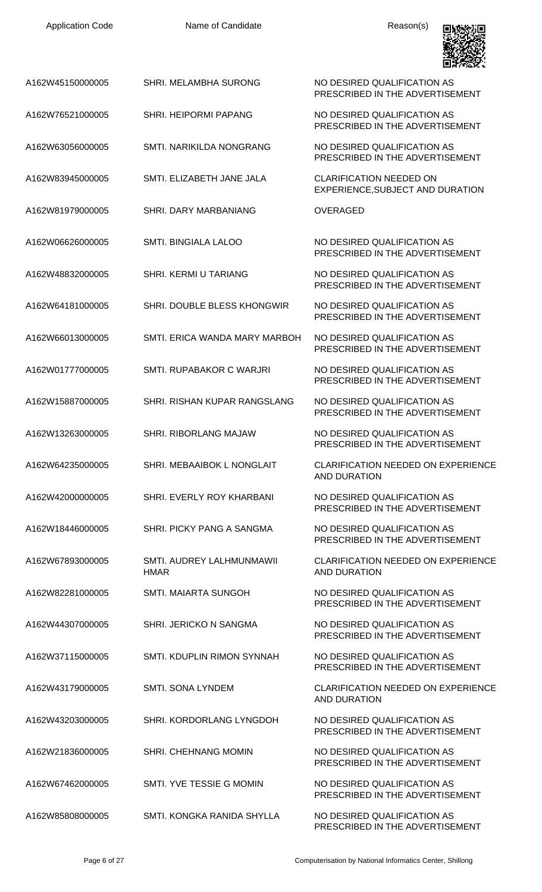| Application Code | Name of Candidate | Reason(s) |
|---|---|---|
| A162W45150000005 | SHRI. MELAMBHA SURONG | NO DESIRED QUALIFICATION AS PRESCRIBED IN THE ADVERTISEMENT |
| A162W76521000005 | SHRI. HEIPORMI PAPANG | NO DESIRED QUALIFICATION AS PRESCRIBED IN THE ADVERTISEMENT |
| A162W63056000005 | SMTI. NARIKILDA NONGRANG | NO DESIRED QUALIFICATION AS PRESCRIBED IN THE ADVERTISEMENT |
| A162W83945000005 | SMTI. ELIZABETH JANE JALA | CLARIFICATION NEEDED ON EXPERIENCE,SUBJECT AND DURATION |
| A162W81979000005 | SHRI. DARY MARBANIANG | OVERAGED |
| A162W06626000005 | SMTI. BINGIALA LALOO | NO DESIRED QUALIFICATION AS PRESCRIBED IN THE ADVERTISEMENT |
| A162W48832000005 | SHRI. KERMI U TARIANG | NO DESIRED QUALIFICATION AS PRESCRIBED IN THE ADVERTISEMENT |
| A162W64181000005 | SHRI. DOUBLE BLESS KHONGWIR | NO DESIRED QUALIFICATION AS PRESCRIBED IN THE ADVERTISEMENT |
| A162W66013000005 | SMTI. ERICA WANDA MARY MARBOH | NO DESIRED QUALIFICATION AS PRESCRIBED IN THE ADVERTISEMENT |
| A162W01777000005 | SMTI. RUPABAKOR C WARJRI | NO DESIRED QUALIFICATION AS PRESCRIBED IN THE ADVERTISEMENT |
| A162W15887000005 | SHRI. RISHAN KUPAR RANGSLANG | NO DESIRED QUALIFICATION AS PRESCRIBED IN THE ADVERTISEMENT |
| A162W13263000005 | SHRI. RIBORLANG MAJAW | NO DESIRED QUALIFICATION AS PRESCRIBED IN THE ADVERTISEMENT |
| A162W64235000005 | SHRI. MEBAAIBOK L NONGLAIT | CLARIFICATION NEEDED ON EXPERIENCE AND DURATION |
| A162W42000000005 | SHRI. EVERLY ROY KHARBANI | NO DESIRED QUALIFICATION AS PRESCRIBED IN THE ADVERTISEMENT |
| A162W18446000005 | SHRI. PICKY PANG A SANGMA | NO DESIRED QUALIFICATION AS PRESCRIBED IN THE ADVERTISEMENT |
| A162W67893000005 | SMTI. AUDREY LALHMUNMAWII HMAR | CLARIFICATION NEEDED ON EXPERIENCE AND DURATION |
| A162W82281000005 | SMTI. MAIARTA SUNGOH | NO DESIRED QUALIFICATION AS PRESCRIBED IN THE ADVERTISEMENT |
| A162W44307000005 | SHRI. JERICKO N SANGMA | NO DESIRED QUALIFICATION AS PRESCRIBED IN THE ADVERTISEMENT |
| A162W37115000005 | SMTI. KDUPLIN RIMON SYNNAH | NO DESIRED QUALIFICATION AS PRESCRIBED IN THE ADVERTISEMENT |
| A162W43179000005 | SMTI. SONA LYNDEM | CLARIFICATION NEEDED ON EXPERIENCE AND DURATION |
| A162W43203000005 | SHRI. KORDORLANG LYNGDOH | NO DESIRED QUALIFICATION AS PRESCRIBED IN THE ADVERTISEMENT |
| A162W21836000005 | SHRI. CHEHNANG MOMIN | NO DESIRED QUALIFICATION AS PRESCRIBED IN THE ADVERTISEMENT |
| A162W67462000005 | SMTI. YVE TESSIE G MOMIN | NO DESIRED QUALIFICATION AS PRESCRIBED IN THE ADVERTISEMENT |
| A162W85808000005 | SMTI. KONGKA RANIDA SHYLLA | NO DESIRED QUALIFICATION AS PRESCRIBED IN THE ADVERTISEMENT |

Computerisation by National Informatics Center, Shillong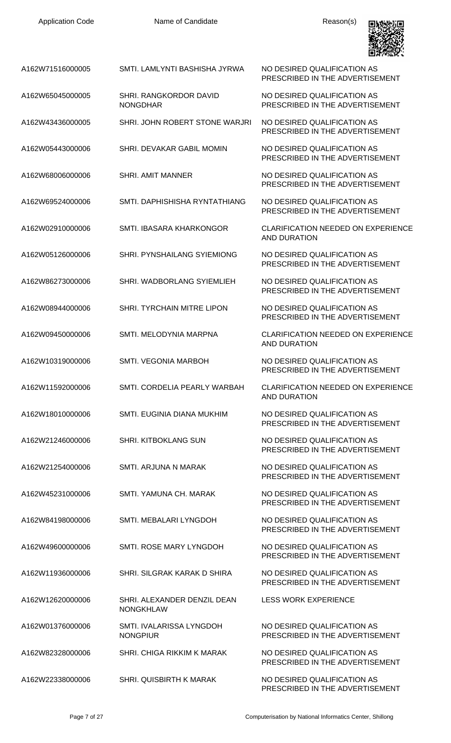| Application Code | Name of Candidate | Reason(s) |
|---|---|---|
| A162W71516000005 | SMTI. LAMLYNTI BASHISHA JYRWA | NO DESIRED QUALIFICATION AS PRESCRIBED IN THE ADVERTISEMENT |
| A162W65045000005 | SHRI. RANGKORDOR DAVID NONGDHAR | NO DESIRED QUALIFICATION AS PRESCRIBED IN THE ADVERTISEMENT |
| A162W43436000005 | SHRI. JOHN ROBERT STONE WARJRI | NO DESIRED QUALIFICATION AS PRESCRIBED IN THE ADVERTISEMENT |
| A162W05443000006 | SHRI. DEVAKAR GABIL MOMIN | NO DESIRED QUALIFICATION AS PRESCRIBED IN THE ADVERTISEMENT |
| A162W68006000006 | SHRI. AMIT MANNER | NO DESIRED QUALIFICATION AS PRESCRIBED IN THE ADVERTISEMENT |
| A162W69524000006 | SMTI. DAPHISHISHA RYNTATHIANG | NO DESIRED QUALIFICATION AS PRESCRIBED IN THE ADVERTISEMENT |
| A162W02910000006 | SMTI. IBASARA KHARKONGOR | CLARIFICATION NEEDED ON EXPERIENCE AND DURATION |
| A162W05126000006 | SHRI. PYNSHAILANG SYIEMIONG | NO DESIRED QUALIFICATION AS PRESCRIBED IN THE ADVERTISEMENT |
| A162W86273000006 | SHRI. WADBORLANG SYIEMLIEH | NO DESIRED QUALIFICATION AS PRESCRIBED IN THE ADVERTISEMENT |
| A162W08944000006 | SHRI. TYRCHAIN MITRE LIPON | NO DESIRED QUALIFICATION AS PRESCRIBED IN THE ADVERTISEMENT |
| A162W09450000006 | SMTI. MELODYNIA MARPNA | CLARIFICATION NEEDED ON EXPERIENCE AND DURATION |
| A162W10319000006 | SMTI. VEGONIA MARBOH | NO DESIRED QUALIFICATION AS PRESCRIBED IN THE ADVERTISEMENT |
| A162W11592000006 | SMTI. CORDELIA PEARLY WARBAH | CLARIFICATION NEEDED ON EXPERIENCE AND DURATION |
| A162W18010000006 | SMTI. EUGINIA DIANA MUKHIM | NO DESIRED QUALIFICATION AS PRESCRIBED IN THE ADVERTISEMENT |
| A162W21246000006 | SHRI. KITBOKLANG SUN | NO DESIRED QUALIFICATION AS PRESCRIBED IN THE ADVERTISEMENT |
| A162W21254000006 | SMTI. ARJUNA N MARAK | NO DESIRED QUALIFICATION AS PRESCRIBED IN THE ADVERTISEMENT |
| A162W45231000006 | SMTI. YAMUNA CH. MARAK | NO DESIRED QUALIFICATION AS PRESCRIBED IN THE ADVERTISEMENT |
| A162W84198000006 | SMTI. MEBALARI LYNGDOH | NO DESIRED QUALIFICATION AS PRESCRIBED IN THE ADVERTISEMENT |
| A162W49600000006 | SMTI. ROSE MARY LYNGDOH | NO DESIRED QUALIFICATION AS PRESCRIBED IN THE ADVERTISEMENT |
| A162W11936000006 | SHRI. SILGRAK KARAK D SHIRA | NO DESIRED QUALIFICATION AS PRESCRIBED IN THE ADVERTISEMENT |
| A162W12620000006 | SHRI. ALEXANDER DENZIL DEAN NONGKHLAW | LESS WORK EXPERIENCE |
| A162W01376000006 | SMTI. IVALARISSA LYNGDOH NONGPIUR | NO DESIRED QUALIFICATION AS PRESCRIBED IN THE ADVERTISEMENT |
| A162W82328000006 | SHRI. CHIGA RIKKIM K MARAK | NO DESIRED QUALIFICATION AS PRESCRIBED IN THE ADVERTISEMENT |
| A162W22338000006 | SHRI. QUISBIRTH K MARAK | NO DESIRED QUALIFICATION AS PRESCRIBED IN THE ADVERTISEMENT |

Computerisation by National Informatics Center, Shillong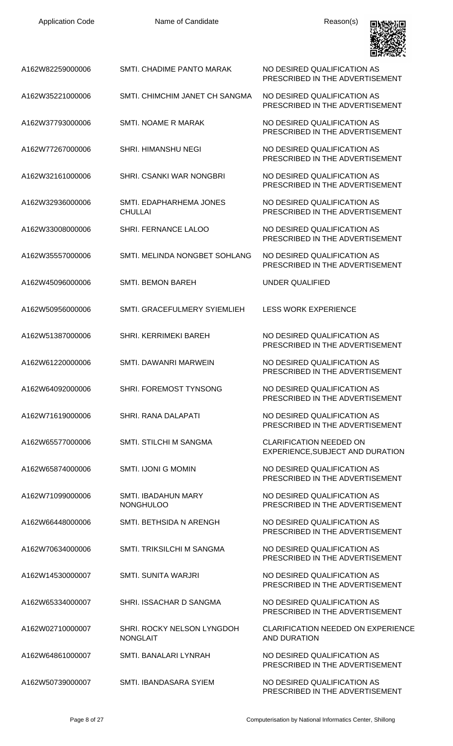| Application Code | Name of Candidate | Reason(s) |
| --- | --- | --- |
| A162W82259000006 | SMTI. CHADIME PANTO MARAK | NO DESIRED QUALIFICATION AS PRESCRIBED IN THE ADVERTISEMENT |
| A162W35221000006 | SMTI. CHIMCHIM JANET CH SANGMA | NO DESIRED QUALIFICATION AS PRESCRIBED IN THE ADVERTISEMENT |
| A162W37793000006 | SMTI. NOAME R MARAK | NO DESIRED QUALIFICATION AS PRESCRIBED IN THE ADVERTISEMENT |
| A162W77267000006 | SHRI. HIMANSHU NEGI | NO DESIRED QUALIFICATION AS PRESCRIBED IN THE ADVERTISEMENT |
| A162W32161000006 | SHRI. CSANKI WAR NONGBRI | NO DESIRED QUALIFICATION AS PRESCRIBED IN THE ADVERTISEMENT |
| A162W32936000006 | SMTI. EDAPHARHEMA JONES CHULLAI | NO DESIRED QUALIFICATION AS PRESCRIBED IN THE ADVERTISEMENT |
| A162W33008000006 | SHRI. FERNANCE LALOO | NO DESIRED QUALIFICATION AS PRESCRIBED IN THE ADVERTISEMENT |
| A162W35557000006 | SMTI. MELINDA NONGBET SOHLANG | NO DESIRED QUALIFICATION AS PRESCRIBED IN THE ADVERTISEMENT |
| A162W45096000006 | SMTI. BEMON BAREH | UNDER QUALIFIED |
| A162W50956000006 | SMTI. GRACEFULMERY SYIEMLIEH | LESS WORK EXPERIENCE |
| A162W51387000006 | SHRI. KERRIMEKI BAREH | NO DESIRED QUALIFICATION AS PRESCRIBED IN THE ADVERTISEMENT |
| A162W61220000006 | SMTI. DAWANRI MARWEIN | NO DESIRED QUALIFICATION AS PRESCRIBED IN THE ADVERTISEMENT |
| A162W64092000006 | SHRI. FOREMOST TYNSONG | NO DESIRED QUALIFICATION AS PRESCRIBED IN THE ADVERTISEMENT |
| A162W71619000006 | SHRI. RANA DALAPATI | NO DESIRED QUALIFICATION AS PRESCRIBED IN THE ADVERTISEMENT |
| A162W65577000006 | SMTI. STILCHI M SANGMA | CLARIFICATION NEEDED ON EXPERIENCE,SUBJECT AND DURATION |
| A162W65874000006 | SMTI. IJONI G MOMIN | NO DESIRED QUALIFICATION AS PRESCRIBED IN THE ADVERTISEMENT |
| A162W71099000006 | SMTI. IBADAHUN MARY NONGHULOO | NO DESIRED QUALIFICATION AS PRESCRIBED IN THE ADVERTISEMENT |
| A162W66448000006 | SMTI. BETHSIDA N ARENGH | NO DESIRED QUALIFICATION AS PRESCRIBED IN THE ADVERTISEMENT |
| A162W70634000006 | SMTI. TRIKSILCHI M SANGMA | NO DESIRED QUALIFICATION AS PRESCRIBED IN THE ADVERTISEMENT |
| A162W14530000007 | SMTI. SUNITA WARJRI | NO DESIRED QUALIFICATION AS PRESCRIBED IN THE ADVERTISEMENT |
| A162W65334000007 | SHRI. ISSACHAR D SANGMA | NO DESIRED QUALIFICATION AS PRESCRIBED IN THE ADVERTISEMENT |
| A162W02710000007 | SHRI. ROCKY NELSON LYNGDOH NONGLAIT | CLARIFICATION NEEDED ON EXPERIENCE AND DURATION |
| A162W64861000007 | SMTI. BANALARI LYNRAH | NO DESIRED QUALIFICATION AS PRESCRIBED IN THE ADVERTISEMENT |
| A162W50739000007 | SMTI. IBANDASARA SYIEM | NO DESIRED QUALIFICATION AS PRESCRIBED IN THE ADVERTISEMENT |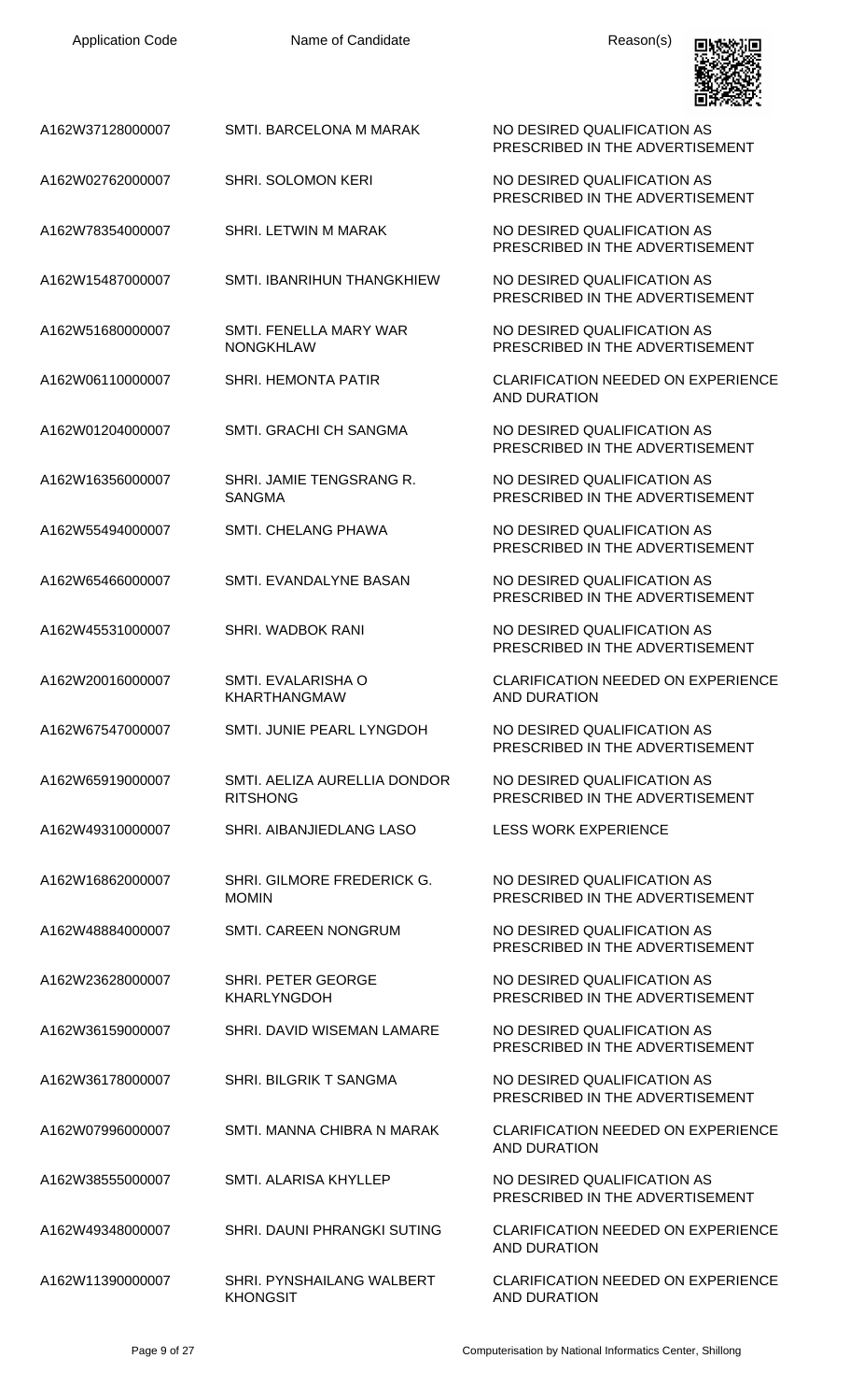| Application Code | Name of Candidate | Reason(s) |
| --- | --- | --- |
| A162W37128000007 | SMTI. BARCELONA M MARAK | NO DESIRED QUALIFICATION AS PRESCRIBED IN THE ADVERTISEMENT |
| A162W02762000007 | SHRI. SOLOMON KERI | NO DESIRED QUALIFICATION AS PRESCRIBED IN THE ADVERTISEMENT |
| A162W78354000007 | SHRI. LETWIN M MARAK | NO DESIRED QUALIFICATION AS PRESCRIBED IN THE ADVERTISEMENT |
| A162W15487000007 | SMTI. IBANRIHUN THANGKHIEW | NO DESIRED QUALIFICATION AS PRESCRIBED IN THE ADVERTISEMENT |
| A162W51680000007 | SMTI. FENELLA MARY WAR NONGKHLAW | NO DESIRED QUALIFICATION AS PRESCRIBED IN THE ADVERTISEMENT |
| A162W06110000007 | SHRI. HEMONTA PATIR | CLARIFICATION NEEDED ON EXPERIENCE AND DURATION |
| A162W01204000007 | SMTI. GRACHI CH SANGMA | NO DESIRED QUALIFICATION AS PRESCRIBED IN THE ADVERTISEMENT |
| A162W16356000007 | SHRI. JAMIE TENGSRANG R. SANGMA | NO DESIRED QUALIFICATION AS PRESCRIBED IN THE ADVERTISEMENT |
| A162W55494000007 | SMTI. CHELANG PHAWA | NO DESIRED QUALIFICATION AS PRESCRIBED IN THE ADVERTISEMENT |
| A162W65466000007 | SMTI. EVANDALYNE BASAN | NO DESIRED QUALIFICATION AS PRESCRIBED IN THE ADVERTISEMENT |
| A162W45531000007 | SHRI. WADBOK RANI | NO DESIRED QUALIFICATION AS PRESCRIBED IN THE ADVERTISEMENT |
| A162W20016000007 | SMTI. EVALARISHA O KHARTHANGMAW | CLARIFICATION NEEDED ON EXPERIENCE AND DURATION |
| A162W67547000007 | SMTI. JUNIE PEARL LYNGDOH | NO DESIRED QUALIFICATION AS PRESCRIBED IN THE ADVERTISEMENT |
| A162W65919000007 | SMTI. AELIZA AURELLIA DONDOR RITSHONG | NO DESIRED QUALIFICATION AS PRESCRIBED IN THE ADVERTISEMENT |
| A162W49310000007 | SHRI. AIBANJIEDLANG LASO | LESS WORK EXPERIENCE |
| A162W16862000007 | SHRI. GILMORE FREDERICK G. MOMIN | NO DESIRED QUALIFICATION AS PRESCRIBED IN THE ADVERTISEMENT |
| A162W48884000007 | SMTI. CAREEN NONGRUM | NO DESIRED QUALIFICATION AS PRESCRIBED IN THE ADVERTISEMENT |
| A162W23628000007 | SHRI. PETER GEORGE KHARLYNGDOH | NO DESIRED QUALIFICATION AS PRESCRIBED IN THE ADVERTISEMENT |
| A162W36159000007 | SHRI. DAVID WISEMAN LAMARE | NO DESIRED QUALIFICATION AS PRESCRIBED IN THE ADVERTISEMENT |
| A162W36178000007 | SHRI. BILGRIK T SANGMA | NO DESIRED QUALIFICATION AS PRESCRIBED IN THE ADVERTISEMENT |
| A162W07996000007 | SMTI. MANNA CHIBRA N MARAK | CLARIFICATION NEEDED ON EXPERIENCE AND DURATION |
| A162W38555000007 | SMTI. ALARISA KHYLLEP | NO DESIRED QUALIFICATION AS PRESCRIBED IN THE ADVERTISEMENT |
| A162W49348000007 | SHRI. DAUNI PHRANGKI SUTING | CLARIFICATION NEEDED ON EXPERIENCE AND DURATION |
| A162W11390000007 | SHRI. PYNSHAILANG WALBERT KHONGSIT | CLARIFICATION NEEDED ON EXPERIENCE AND DURATION |

Computerisation by National Informatics Center, Shillong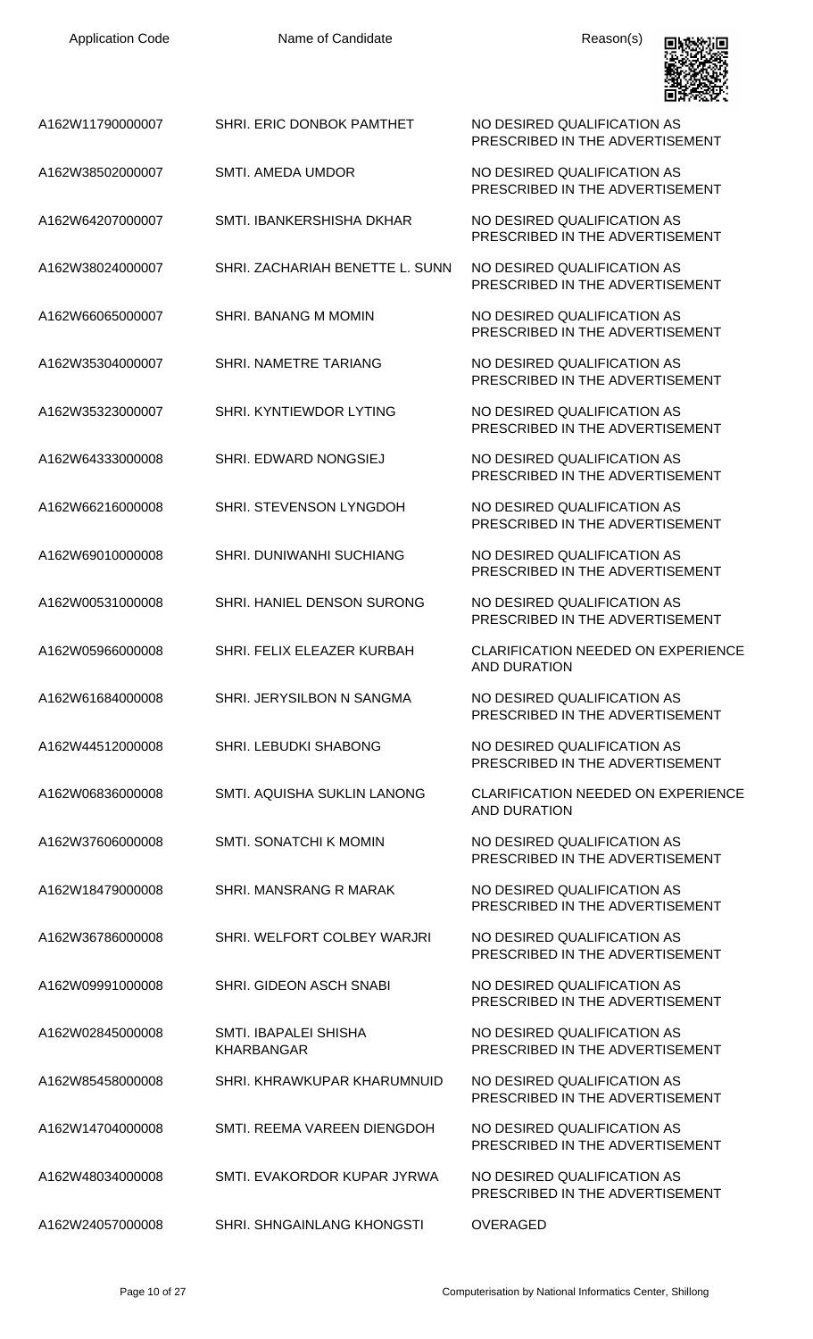| Application Code | Name of Candidate | Reason(s) |
| --- | --- | --- |
| A162W11790000007 | SHRI. ERIC DONBOK PAMTHET | NO DESIRED QUALIFICATION AS PRESCRIBED IN THE ADVERTISEMENT |
| A162W38502000007 | SMTI. AMEDA UMDOR | NO DESIRED QUALIFICATION AS PRESCRIBED IN THE ADVERTISEMENT |
| A162W64207000007 | SMTI. IBANKERSHISHA DKHAR | NO DESIRED QUALIFICATION AS PRESCRIBED IN THE ADVERTISEMENT |
| A162W38024000007 | SHRI. ZACHARIAH BENETTE L. SUNN | NO DESIRED QUALIFICATION AS PRESCRIBED IN THE ADVERTISEMENT |
| A162W66065000007 | SHRI. BANANG M MOMIN | NO DESIRED QUALIFICATION AS PRESCRIBED IN THE ADVERTISEMENT |
| A162W35304000007 | SHRI. NAMETRE TARIANG | NO DESIRED QUALIFICATION AS PRESCRIBED IN THE ADVERTISEMENT |
| A162W35323000007 | SHRI. KYNTIEWDOR LYTING | NO DESIRED QUALIFICATION AS PRESCRIBED IN THE ADVERTISEMENT |
| A162W64333000008 | SHRI. EDWARD NONGSIEJ | NO DESIRED QUALIFICATION AS PRESCRIBED IN THE ADVERTISEMENT |
| A162W66216000008 | SHRI. STEVENSON LYNGDOH | NO DESIRED QUALIFICATION AS PRESCRIBED IN THE ADVERTISEMENT |
| A162W69010000008 | SHRI. DUNIWANHI SUCHIANG | NO DESIRED QUALIFICATION AS PRESCRIBED IN THE ADVERTISEMENT |
| A162W00531000008 | SHRI. HANIEL DENSON SURONG | NO DESIRED QUALIFICATION AS PRESCRIBED IN THE ADVERTISEMENT |
| A162W05966000008 | SHRI. FELIX ELEAZER KURBAH | CLARIFICATION NEEDED ON EXPERIENCE AND DURATION |
| A162W61684000008 | SHRI. JERYSILBON N SANGMA | NO DESIRED QUALIFICATION AS PRESCRIBED IN THE ADVERTISEMENT |
| A162W44512000008 | SHRI. LEBUDKI SHABONG | NO DESIRED QUALIFICATION AS PRESCRIBED IN THE ADVERTISEMENT |
| A162W06836000008 | SMTI. AQUISHA SUKLIN LANONG | CLARIFICATION NEEDED ON EXPERIENCE AND DURATION |
| A162W37606000008 | SMTI. SONATCHI K MOMIN | NO DESIRED QUALIFICATION AS PRESCRIBED IN THE ADVERTISEMENT |
| A162W18479000008 | SHRI. MANSRANG R MARAK | NO DESIRED QUALIFICATION AS PRESCRIBED IN THE ADVERTISEMENT |
| A162W36786000008 | SHRI. WELFORT COLBEY WARJRI | NO DESIRED QUALIFICATION AS PRESCRIBED IN THE ADVERTISEMENT |
| A162W09991000008 | SHRI. GIDEON ASCH SNABI | NO DESIRED QUALIFICATION AS PRESCRIBED IN THE ADVERTISEMENT |
| A162W02845000008 | SMTI. IBAPALEI SHISHA KHARBANGAR | NO DESIRED QUALIFICATION AS PRESCRIBED IN THE ADVERTISEMENT |
| A162W85458000008 | SHRI. KHRAWKUPAR KHARUMNUID | NO DESIRED QUALIFICATION AS PRESCRIBED IN THE ADVERTISEMENT |
| A162W14704000008 | SMTI. REEMA VAREEN DIENGDOH | NO DESIRED QUALIFICATION AS PRESCRIBED IN THE ADVERTISEMENT |
| A162W48034000008 | SMTI. EVAKORDOR KUPAR JYRWA | NO DESIRED QUALIFICATION AS PRESCRIBED IN THE ADVERTISEMENT |
| A162W24057000008 | SHRI. SHNGAINLANG KHONGSTI | OVERAGED |

Computerisation by National Informatics Center, Shillong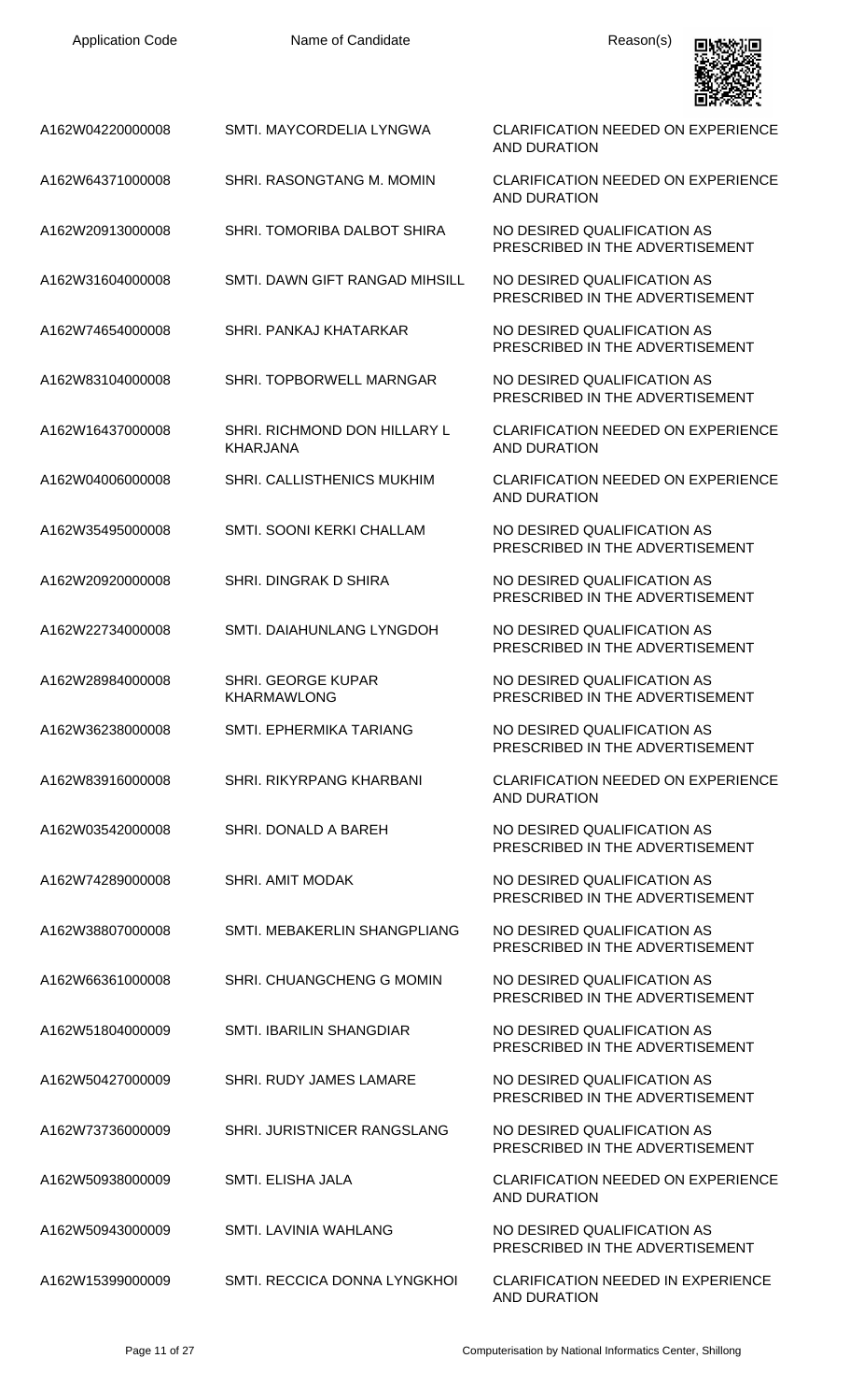| Application Code | Name of Candidate | Reason(s) |
| --- | --- | --- |
| A162W04220000008 | SMTI. MAYCORDELIA LYNGWA | CLARIFICATION NEEDED ON EXPERIENCE AND DURATION |
| A162W64371000008 | SHRI. RASONGTANG M. MOMIN | CLARIFICATION NEEDED ON EXPERIENCE AND DURATION |
| A162W20913000008 | SHRI. TOMORIBA DALBOT SHIRA | NO DESIRED QUALIFICATION AS PRESCRIBED IN THE ADVERTISEMENT |
| A162W31604000008 | SMTI. DAWN GIFT RANGAD MIHSILL | NO DESIRED QUALIFICATION AS PRESCRIBED IN THE ADVERTISEMENT |
| A162W74654000008 | SHRI. PANKAJ KHATARKAR | NO DESIRED QUALIFICATION AS PRESCRIBED IN THE ADVERTISEMENT |
| A162W83104000008 | SHRI. TOPBORWELL MARNGAR | NO DESIRED QUALIFICATION AS PRESCRIBED IN THE ADVERTISEMENT |
| A162W16437000008 | SHRI. RICHMOND DON HILLARY L KHARJANA | CLARIFICATION NEEDED ON EXPERIENCE AND DURATION |
| A162W04006000008 | SHRI. CALLISTHENICS MUKHIM | CLARIFICATION NEEDED ON EXPERIENCE AND DURATION |
| A162W35495000008 | SMTI. SOONI KERKI CHALLAM | NO DESIRED QUALIFICATION AS PRESCRIBED IN THE ADVERTISEMENT |
| A162W20920000008 | SHRI. DINGRAK D SHIRA | NO DESIRED QUALIFICATION AS PRESCRIBED IN THE ADVERTISEMENT |
| A162W22734000008 | SMTI. DAIAHUNLANG LYNGDOH | NO DESIRED QUALIFICATION AS PRESCRIBED IN THE ADVERTISEMENT |
| A162W28984000008 | SHRI. GEORGE KUPAR KHARMAWLONG | NO DESIRED QUALIFICATION AS PRESCRIBED IN THE ADVERTISEMENT |
| A162W36238000008 | SMTI. EPHERMIKA TARIANG | NO DESIRED QUALIFICATION AS PRESCRIBED IN THE ADVERTISEMENT |
| A162W83916000008 | SHRI. RIKYRPANG KHARBANI | CLARIFICATION NEEDED ON EXPERIENCE AND DURATION |
| A162W03542000008 | SHRI. DONALD A BAREH | NO DESIRED QUALIFICATION AS PRESCRIBED IN THE ADVERTISEMENT |
| A162W74289000008 | SHRI. AMIT MODAK | NO DESIRED QUALIFICATION AS PRESCRIBED IN THE ADVERTISEMENT |
| A162W38807000008 | SMTI. MEBAKERLIN SHANGPLIANG | NO DESIRED QUALIFICATION AS PRESCRIBED IN THE ADVERTISEMENT |
| A162W66361000008 | SHRI. CHUANGCHENG G MOMIN | NO DESIRED QUALIFICATION AS PRESCRIBED IN THE ADVERTISEMENT |
| A162W51804000009 | SMTI. IBARILIN SHANGDIAR | NO DESIRED QUALIFICATION AS PRESCRIBED IN THE ADVERTISEMENT |
| A162W50427000009 | SHRI. RUDY JAMES LAMARE | NO DESIRED QUALIFICATION AS PRESCRIBED IN THE ADVERTISEMENT |
| A162W73736000009 | SHRI. JURISTNICER RANGSLANG | NO DESIRED QUALIFICATION AS PRESCRIBED IN THE ADVERTISEMENT |
| A162W50938000009 | SMTI. ELISHA JALA | CLARIFICATION NEEDED ON EXPERIENCE AND DURATION |
| A162W50943000009 | SMTI. LAVINIA WAHLANG | NO DESIRED QUALIFICATION AS PRESCRIBED IN THE ADVERTISEMENT |
| A162W15399000009 | SMTI. RECCICA DONNA LYNGKHOI | CLARIFICATION NEEDED IN EXPERIENCE AND DURATION |

Computerisation by National Informatics Center, Shillong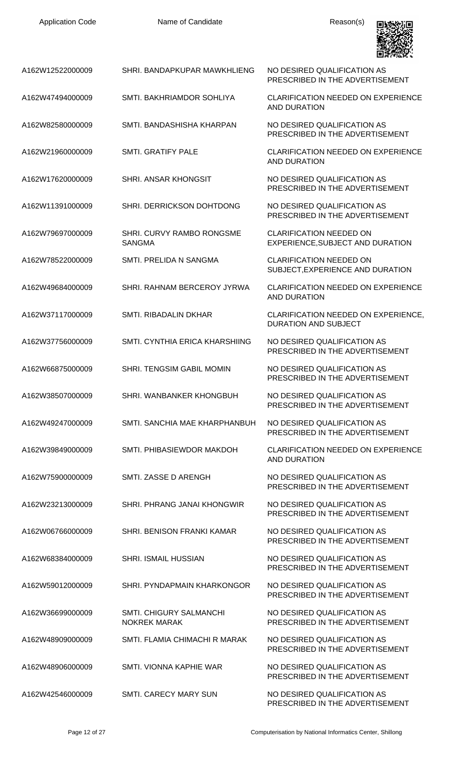| Application Code | Name of Candidate | Reason(s) |
|---|---|---|
| A162W12522000009 | SHRI. BANDAPKUPAR MAWKHLIENG | NO DESIRED QUALIFICATION AS PRESCRIBED IN THE ADVERTISEMENT |
| A162W47494000009 | SMTI. BAKHRIAMDOR SOHLIYA | CLARIFICATION NEEDED ON EXPERIENCE AND DURATION |
| A162W82580000009 | SMTI. BANDASHISHA KHARPAN | NO DESIRED QUALIFICATION AS PRESCRIBED IN THE ADVERTISEMENT |
| A162W21960000009 | SMTI. GRATIFY PALE | CLARIFICATION NEEDED ON EXPERIENCE AND DURATION |
| A162W17620000009 | SHRI. ANSAR KHONGSIT | NO DESIRED QUALIFICATION AS PRESCRIBED IN THE ADVERTISEMENT |
| A162W11391000009 | SHRI. DERRICKSON DOHTDONG | NO DESIRED QUALIFICATION AS PRESCRIBED IN THE ADVERTISEMENT |
| A162W79697000009 | SHRI. CURVY RAMBO RONGSME SANGMA | CLARIFICATION NEEDED ON EXPERIENCE,SUBJECT AND DURATION |
| A162W78522000009 | SMTI. PRELIDA N SANGMA | CLARIFICATION NEEDED ON SUBJECT,EXPERIENCE AND DURATION |
| A162W49684000009 | SHRI. RAHNAM BERCEROY JYRWA | CLARIFICATION NEEDED ON EXPERIENCE AND DURATION |
| A162W37117000009 | SMTI. RIBADALIN DKHAR | CLARIFICATION NEEDED ON EXPERIENCE, DURATION AND SUBJECT |
| A162W37756000009 | SMTI. CYNTHIA ERICA KHARSHIING | NO DESIRED QUALIFICATION AS PRESCRIBED IN THE ADVERTISEMENT |
| A162W66875000009 | SHRI. TENGSIM GABIL MOMIN | NO DESIRED QUALIFICATION AS PRESCRIBED IN THE ADVERTISEMENT |
| A162W38507000009 | SHRI. WANBANKER KHONGBUH | NO DESIRED QUALIFICATION AS PRESCRIBED IN THE ADVERTISEMENT |
| A162W49247000009 | SMTI. SANCHIA MAE KHARPHANBUH | NO DESIRED QUALIFICATION AS PRESCRIBED IN THE ADVERTISEMENT |
| A162W39849000009 | SMTI. PHIBASIEWDOR MAKDOH | CLARIFICATION NEEDED ON EXPERIENCE AND DURATION |
| A162W75900000009 | SMTI. ZASSE D ARENGH | NO DESIRED QUALIFICATION AS PRESCRIBED IN THE ADVERTISEMENT |
| A162W23213000009 | SHRI. PHRANG JANAI KHONGWIR | NO DESIRED QUALIFICATION AS PRESCRIBED IN THE ADVERTISEMENT |
| A162W06766000009 | SHRI. BENISON FRANKI KAMAR | NO DESIRED QUALIFICATION AS PRESCRIBED IN THE ADVERTISEMENT |
| A162W68384000009 | SHRI. ISMAIL HUSSIAN | NO DESIRED QUALIFICATION AS PRESCRIBED IN THE ADVERTISEMENT |
| A162W59012000009 | SHRI. PYNDAPMAIN KHARKONGOR | NO DESIRED QUALIFICATION AS PRESCRIBED IN THE ADVERTISEMENT |
| A162W36699000009 | SMTI. CHIGURY SALMANCHI NOKREK MARAK | NO DESIRED QUALIFICATION AS PRESCRIBED IN THE ADVERTISEMENT |
| A162W48909000009 | SMTI. FLAMIA CHIMACHI R MARAK | NO DESIRED QUALIFICATION AS PRESCRIBED IN THE ADVERTISEMENT |
| A162W48906000009 | SMTI. VIONNA KAPHIE WAR | NO DESIRED QUALIFICATION AS PRESCRIBED IN THE ADVERTISEMENT |
| A162W42546000009 | SMTI. CARECY MARY SUN | NO DESIRED QUALIFICATION AS PRESCRIBED IN THE ADVERTISEMENT |

Computerisation by National Informatics Center, Shillong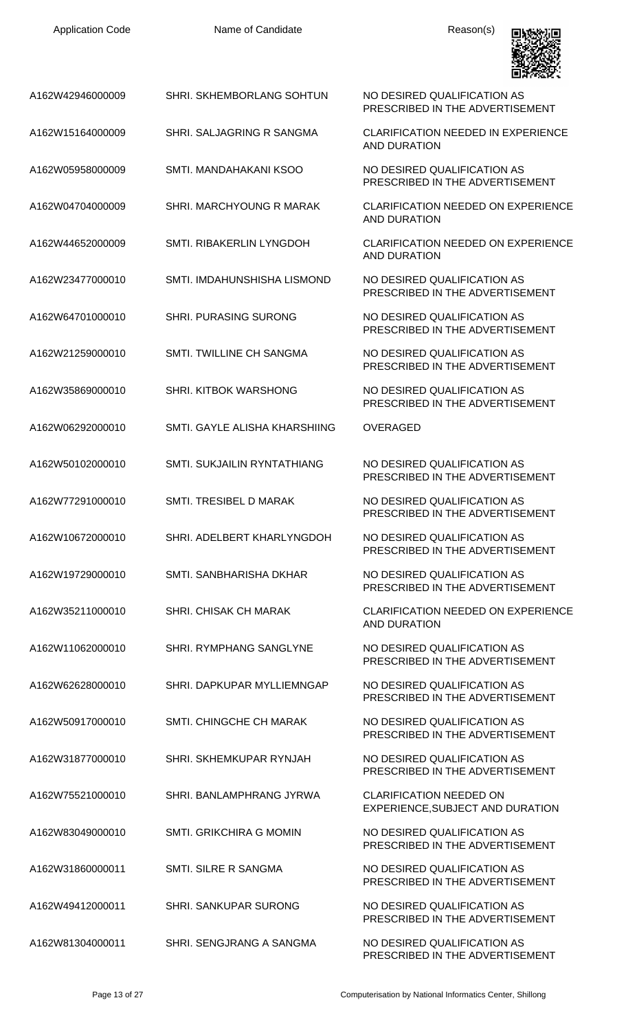| Application Code | Name of Candidate | Reason(s) |
|---|---|---|
| A162W42946000009 | SHRI. SKHEMBORLANG SOHTUN | NO DESIRED QUALIFICATION AS PRESCRIBED IN THE ADVERTISEMENT |
| A162W15164000009 | SHRI. SALJAGRING R SANGMA | CLARIFICATION NEEDED IN EXPERIENCE AND DURATION |
| A162W05958000009 | SMTI. MANDAHAKANI KSOO | NO DESIRED QUALIFICATION AS PRESCRIBED IN THE ADVERTISEMENT |
| A162W04704000009 | SHRI. MARCHYOUNG R MARAK | CLARIFICATION NEEDED ON EXPERIENCE AND DURATION |
| A162W44652000009 | SMTI. RIBAKERLIN LYNGDOH | CLARIFICATION NEEDED ON EXPERIENCE AND DURATION |
| A162W23477000010 | SMTI. IMDAHUNSHISHA LISMOND | NO DESIRED QUALIFICATION AS PRESCRIBED IN THE ADVERTISEMENT |
| A162W64701000010 | SHRI. PURASING SURONG | NO DESIRED QUALIFICATION AS PRESCRIBED IN THE ADVERTISEMENT |
| A162W21259000010 | SMTI. TWILLINE CH SANGMA | NO DESIRED QUALIFICATION AS PRESCRIBED IN THE ADVERTISEMENT |
| A162W35869000010 | SHRI. KITBOK WARSHONG | NO DESIRED QUALIFICATION AS PRESCRIBED IN THE ADVERTISEMENT |
| A162W06292000010 | SMTI. GAYLE ALISHA KHARSHIING | OVERAGED |
| A162W50102000010 | SMTI. SUKJAILIN RYNTATHIANG | NO DESIRED QUALIFICATION AS PRESCRIBED IN THE ADVERTISEMENT |
| A162W77291000010 | SMTI. TRESIBEL D MARAK | NO DESIRED QUALIFICATION AS PRESCRIBED IN THE ADVERTISEMENT |
| A162W10672000010 | SHRI. ADELBERT KHARLYNGDOH | NO DESIRED QUALIFICATION AS PRESCRIBED IN THE ADVERTISEMENT |
| A162W19729000010 | SMTI. SANBHARISHA DKHAR | NO DESIRED QUALIFICATION AS PRESCRIBED IN THE ADVERTISEMENT |
| A162W35211000010 | SHRI. CHISAK CH MARAK | CLARIFICATION NEEDED ON EXPERIENCE AND DURATION |
| A162W11062000010 | SHRI. RYMPHANG SANGLYNE | NO DESIRED QUALIFICATION AS PRESCRIBED IN THE ADVERTISEMENT |
| A162W62628000010 | SHRI. DAPKUPAR MYLLIEMNGAP | NO DESIRED QUALIFICATION AS PRESCRIBED IN THE ADVERTISEMENT |
| A162W50917000010 | SMTI. CHINGCHE CH MARAK | NO DESIRED QUALIFICATION AS PRESCRIBED IN THE ADVERTISEMENT |
| A162W31877000010 | SHRI. SKHEMKUPAR RYNJAH | NO DESIRED QUALIFICATION AS PRESCRIBED IN THE ADVERTISEMENT |
| A162W75521000010 | SHRI. BANLAMPHRANG JYRWA | CLARIFICATION NEEDED ON EXPERIENCE,SUBJECT AND DURATION |
| A162W83049000010 | SMTI. GRIKCHIRA G MOMIN | NO DESIRED QUALIFICATION AS PRESCRIBED IN THE ADVERTISEMENT |
| A162W31860000011 | SMTI. SILRE R SANGMA | NO DESIRED QUALIFICATION AS PRESCRIBED IN THE ADVERTISEMENT |
| A162W49412000011 | SHRI. SANKUPAR SURONG | NO DESIRED QUALIFICATION AS PRESCRIBED IN THE ADVERTISEMENT |
| A162W81304000011 | SHRI. SENGJRANG A SANGMA | NO DESIRED QUALIFICATION AS PRESCRIBED IN THE ADVERTISEMENT |

Computerisation by National Informatics Center, Shillong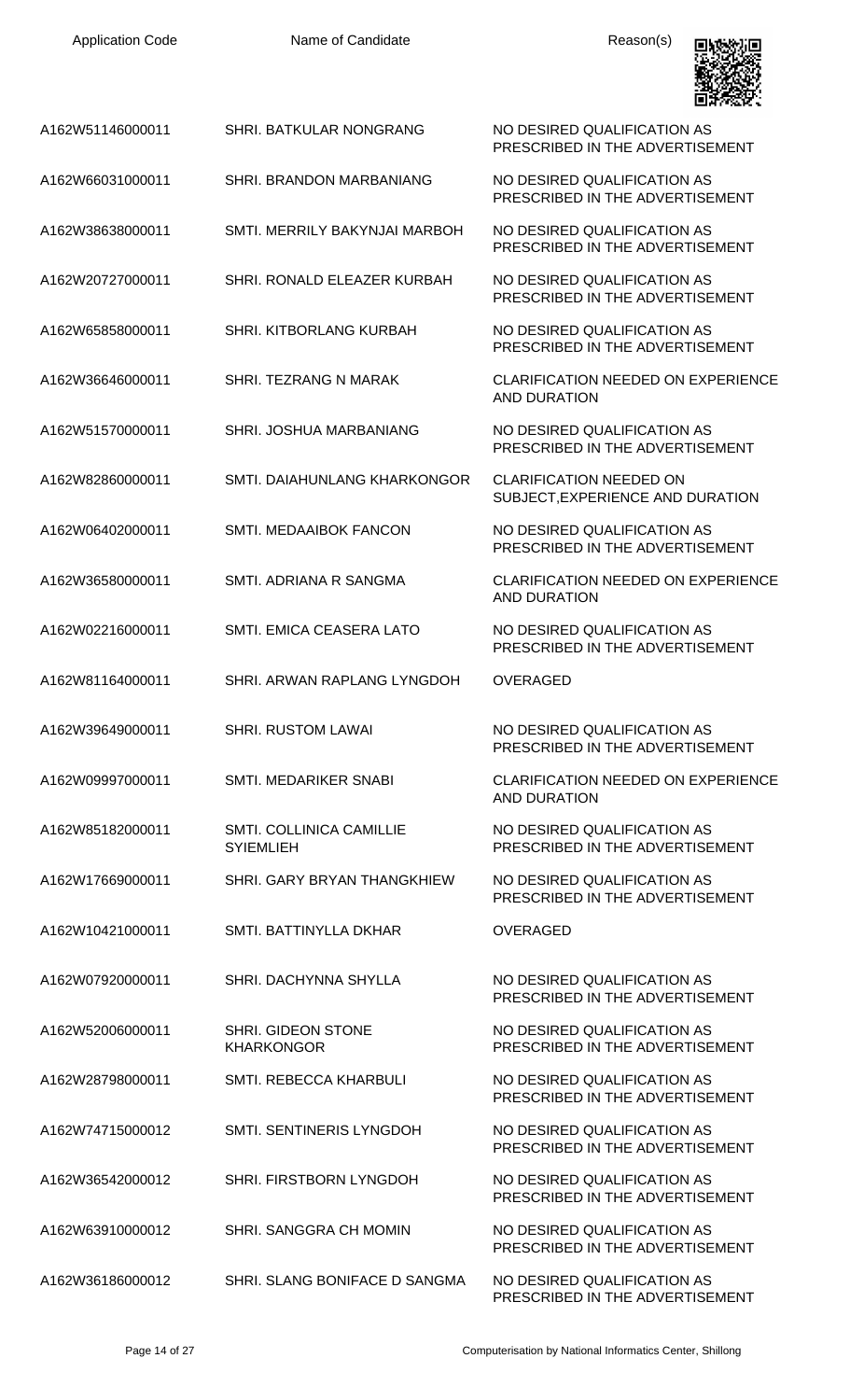| Application Code | Name of Candidate | Reason(s) |
| --- | --- | --- |
| A162W51146000011 | SHRI. BATKULAR NONGRANG | NO DESIRED QUALIFICATION AS PRESCRIBED IN THE ADVERTISEMENT |
| A162W66031000011 | SHRI. BRANDON MARBANIANG | NO DESIRED QUALIFICATION AS PRESCRIBED IN THE ADVERTISEMENT |
| A162W38638000011 | SMTI. MERRILY BAKYNJAI MARBOH | NO DESIRED QUALIFICATION AS PRESCRIBED IN THE ADVERTISEMENT |
| A162W20727000011 | SHRI. RONALD ELEAZER KURBAH | NO DESIRED QUALIFICATION AS PRESCRIBED IN THE ADVERTISEMENT |
| A162W65858000011 | SHRI. KITBORLANG KURBAH | NO DESIRED QUALIFICATION AS PRESCRIBED IN THE ADVERTISEMENT |
| A162W36646000011 | SHRI. TEZRANG N MARAK | CLARIFICATION NEEDED ON EXPERIENCE AND DURATION |
| A162W51570000011 | SHRI. JOSHUA MARBANIANG | NO DESIRED QUALIFICATION AS PRESCRIBED IN THE ADVERTISEMENT |
| A162W82860000011 | SMTI. DAIAHUNLANG KHARKONGOR | CLARIFICATION NEEDED ON SUBJECT,EXPERIENCE AND DURATION |
| A162W06402000011 | SMTI. MEDAAIBOK FANCON | NO DESIRED QUALIFICATION AS PRESCRIBED IN THE ADVERTISEMENT |
| A162W36580000011 | SMTI. ADRIANA R SANGMA | CLARIFICATION NEEDED ON EXPERIENCE AND DURATION |
| A162W02216000011 | SMTI. EMICA CEASERA LATO | NO DESIRED QUALIFICATION AS PRESCRIBED IN THE ADVERTISEMENT |
| A162W81164000011 | SHRI. ARWAN RAPLANG LYNGDOH | OVERAGED |
| A162W39649000011 | SHRI. RUSTOM LAWAI | NO DESIRED QUALIFICATION AS PRESCRIBED IN THE ADVERTISEMENT |
| A162W09997000011 | SMTI. MEDARIKER SNABI | CLARIFICATION NEEDED ON EXPERIENCE AND DURATION |
| A162W85182000011 | SMTI. COLLINICA CAMILLIE SYIEMLIEH | NO DESIRED QUALIFICATION AS PRESCRIBED IN THE ADVERTISEMENT |
| A162W17669000011 | SHRI. GARY BRYAN THANGKHIEW | NO DESIRED QUALIFICATION AS PRESCRIBED IN THE ADVERTISEMENT |
| A162W10421000011 | SMTI. BATTINYLLA DKHAR | OVERAGED |
| A162W07920000011 | SHRI. DACHYNNA SHYLLA | NO DESIRED QUALIFICATION AS PRESCRIBED IN THE ADVERTISEMENT |
| A162W52006000011 | SHRI. GIDEON STONE KHARKONGOR | NO DESIRED QUALIFICATION AS PRESCRIBED IN THE ADVERTISEMENT |
| A162W28798000011 | SMTI. REBECCA KHARBULI | NO DESIRED QUALIFICATION AS PRESCRIBED IN THE ADVERTISEMENT |
| A162W74715000012 | SMTI. SENTINERIS LYNGDOH | NO DESIRED QUALIFICATION AS PRESCRIBED IN THE ADVERTISEMENT |
| A162W36542000012 | SHRI. FIRSTBORN LYNGDOH | NO DESIRED QUALIFICATION AS PRESCRIBED IN THE ADVERTISEMENT |
| A162W63910000012 | SHRI. SANGGRA CH MOMIN | NO DESIRED QUALIFICATION AS PRESCRIBED IN THE ADVERTISEMENT |
| A162W36186000012 | SHRI. SLANG BONIFACE D SANGMA | NO DESIRED QUALIFICATION AS PRESCRIBED IN THE ADVERTISEMENT |

Computerisation by National Informatics Center, Shillong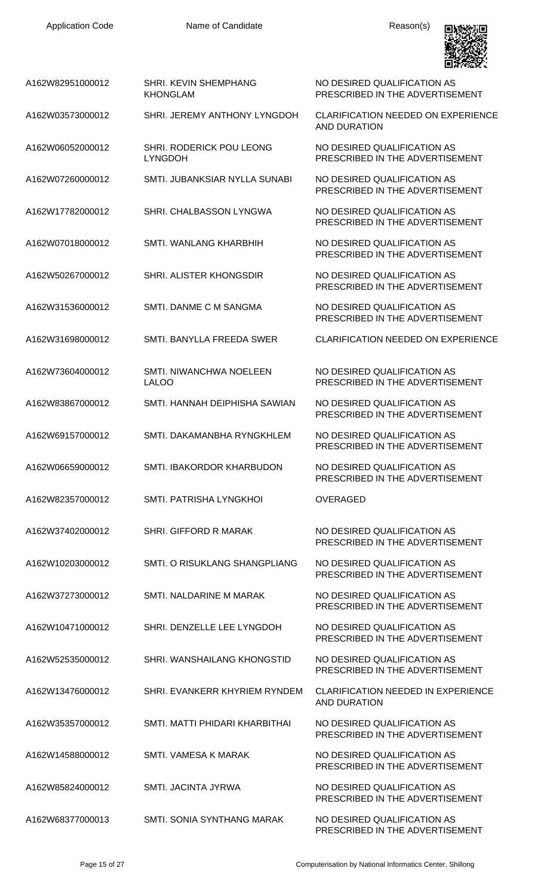| Application Code | Name of Candidate | Reason(s) |
|---|---|---|
| A162W82951000012 | SHRI. KEVIN SHEMPHANG KHONGLAM | NO DESIRED QUALIFICATION AS PRESCRIBED IN THE ADVERTISEMENT |
| A162W03573000012 | SHRI. JEREMY ANTHONY LYNGDOH | CLARIFICATION NEEDED ON EXPERIENCE AND DURATION |
| A162W06052000012 | SHRI. RODERICK POU LEONG LYNGDOH | NO DESIRED QUALIFICATION AS PRESCRIBED IN THE ADVERTISEMENT |
| A162W07260000012 | SMTI. JUBANKSIAR NYLLA SUNABI | NO DESIRED QUALIFICATION AS PRESCRIBED IN THE ADVERTISEMENT |
| A162W17782000012 | SHRI. CHALBASSON LYNGWA | NO DESIRED QUALIFICATION AS PRESCRIBED IN THE ADVERTISEMENT |
| A162W07018000012 | SMTI. WANLANG KHARBHIH | NO DESIRED QUALIFICATION AS PRESCRIBED IN THE ADVERTISEMENT |
| A162W50267000012 | SHRI. ALISTER KHONGSDIR | NO DESIRED QUALIFICATION AS PRESCRIBED IN THE ADVERTISEMENT |
| A162W31536000012 | SMTI. DANME C M SANGMA | NO DESIRED QUALIFICATION AS PRESCRIBED IN THE ADVERTISEMENT |
| A162W31698000012 | SMTI. BANYLLA FREEDA SWER | CLARIFICATION NEEDED ON EXPERIENCE |
| A162W73604000012 | SMTI. NIWANCHWA NOELEEN LALOO | NO DESIRED QUALIFICATION AS PRESCRIBED IN THE ADVERTISEMENT |
| A162W83867000012 | SMTI. HANNAH DEIPHISHA SAWIAN | NO DESIRED QUALIFICATION AS PRESCRIBED IN THE ADVERTISEMENT |
| A162W69157000012 | SMTI. DAKAMANBHA RYNGKHLEM | NO DESIRED QUALIFICATION AS PRESCRIBED IN THE ADVERTISEMENT |
| A162W06659000012 | SMTI. IBAKORDOR KHARBUDON | NO DESIRED QUALIFICATION AS PRESCRIBED IN THE ADVERTISEMENT |
| A162W82357000012 | SMTI. PATRISHA LYNGKHOI | OVERAGED |
| A162W37402000012 | SHRI. GIFFORD R MARAK | NO DESIRED QUALIFICATION AS PRESCRIBED IN THE ADVERTISEMENT |
| A162W10203000012 | SMTI. O RISUKLANG SHANGPLIANG | NO DESIRED QUALIFICATION AS PRESCRIBED IN THE ADVERTISEMENT |
| A162W37273000012 | SMTI. NALDARINE M MARAK | NO DESIRED QUALIFICATION AS PRESCRIBED IN THE ADVERTISEMENT |
| A162W10471000012 | SHRI. DENZELLE LEE LYNGDOH | NO DESIRED QUALIFICATION AS PRESCRIBED IN THE ADVERTISEMENT |
| A162W52535000012 | SHRI. WANSHAILANG KHONGSTID | NO DESIRED QUALIFICATION AS PRESCRIBED IN THE ADVERTISEMENT |
| A162W13476000012 | SHRI. EVANKERR KHYRIEM RYNDEM | CLARIFICATION NEEDED IN EXPERIENCE AND DURATION |
| A162W35357000012 | SMTI. MATTI PHIDARI KHARBITHAI | NO DESIRED QUALIFICATION AS PRESCRIBED IN THE ADVERTISEMENT |
| A162W14588000012 | SMTI. VAMESA K MARAK | NO DESIRED QUALIFICATION AS PRESCRIBED IN THE ADVERTISEMENT |
| A162W85824000012 | SMTI. JACINTA JYRWA | NO DESIRED QUALIFICATION AS PRESCRIBED IN THE ADVERTISEMENT |
| A162W68377000013 | SMTI. SONIA SYNTHANG MARAK | NO DESIRED QUALIFICATION AS PRESCRIBED IN THE ADVERTISEMENT |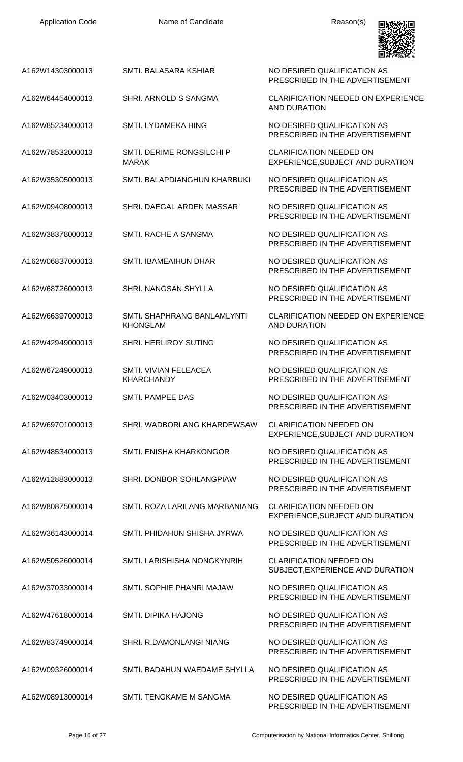| Application Code | Name of Candidate | Reason(s) |
|---|---|---|
| A162W14303000013 | SMTI. BALASARA KSHIAR | NO DESIRED QUALIFICATION AS PRESCRIBED IN THE ADVERTISEMENT |
| A162W64454000013 | SHRI. ARNOLD S SANGMA | CLARIFICATION NEEDED ON EXPERIENCE AND DURATION |
| A162W85234000013 | SMTI. LYDAMEKA HING | NO DESIRED QUALIFICATION AS PRESCRIBED IN THE ADVERTISEMENT |
| A162W78532000013 | SMTI. DERIME RONGSILCHI P MARAK | CLARIFICATION NEEDED ON EXPERIENCE,SUBJECT AND DURATION |
| A162W35305000013 | SMTI. BALAPDIANGHUN KHARBUKI | NO DESIRED QUALIFICATION AS PRESCRIBED IN THE ADVERTISEMENT |
| A162W09408000013 | SHRI. DAEGAL ARDEN MASSAR | NO DESIRED QUALIFICATION AS PRESCRIBED IN THE ADVERTISEMENT |
| A162W38378000013 | SMTI. RACHE A SANGMA | NO DESIRED QUALIFICATION AS PRESCRIBED IN THE ADVERTISEMENT |
| A162W06837000013 | SMTI. IBAMEAIHUN DHAR | NO DESIRED QUALIFICATION AS PRESCRIBED IN THE ADVERTISEMENT |
| A162W68726000013 | SHRI. NANGSAN SHYLLA | NO DESIRED QUALIFICATION AS PRESCRIBED IN THE ADVERTISEMENT |
| A162W66397000013 | SMTI. SHAPHRANG BANLAMLYNTI KHONGLAM | CLARIFICATION NEEDED ON EXPERIENCE AND DURATION |
| A162W42949000013 | SHRI. HERLIROY SUTING | NO DESIRED QUALIFICATION AS PRESCRIBED IN THE ADVERTISEMENT |
| A162W67249000013 | SMTI. VIVIAN FELEACEA KHARCHANDY | NO DESIRED QUALIFICATION AS PRESCRIBED IN THE ADVERTISEMENT |
| A162W03403000013 | SMTI. PAMPEE DAS | NO DESIRED QUALIFICATION AS PRESCRIBED IN THE ADVERTISEMENT |
| A162W69701000013 | SHRI. WADBORLANG KHARDEWSAW | CLARIFICATION NEEDED ON EXPERIENCE,SUBJECT AND DURATION |
| A162W48534000013 | SMTI. ENISHA KHARKONGOR | NO DESIRED QUALIFICATION AS PRESCRIBED IN THE ADVERTISEMENT |
| A162W12883000013 | SHRI. DONBOR SOHLANGPIAW | NO DESIRED QUALIFICATION AS PRESCRIBED IN THE ADVERTISEMENT |
| A162W80875000014 | SMTI. ROZA LARILANG MARBANIANG | CLARIFICATION NEEDED ON EXPERIENCE,SUBJECT AND DURATION |
| A162W36143000014 | SMTI. PHIDAHUN SHISHA JYRWA | NO DESIRED QUALIFICATION AS PRESCRIBED IN THE ADVERTISEMENT |
| A162W50526000014 | SMTI. LARISHISHA NONGKYNRIH | CLARIFICATION NEEDED ON SUBJECT,EXPERIENCE AND DURATION |
| A162W37033000014 | SMTI. SOPHIE PHANRI MAJAW | NO DESIRED QUALIFICATION AS PRESCRIBED IN THE ADVERTISEMENT |
| A162W47618000014 | SMTI. DIPIKA HAJONG | NO DESIRED QUALIFICATION AS PRESCRIBED IN THE ADVERTISEMENT |
| A162W83749000014 | SHRI. R.DAMONLANGI NIANG | NO DESIRED QUALIFICATION AS PRESCRIBED IN THE ADVERTISEMENT |
| A162W09326000014 | SMTI. BADAHUN WAEDAME SHYLLA | NO DESIRED QUALIFICATION AS PRESCRIBED IN THE ADVERTISEMENT |
| A162W08913000014 | SMTI. TENGKAME M SANGMA | NO DESIRED QUALIFICATION AS PRESCRIBED IN THE ADVERTISEMENT |

Computerisation by National Informatics Center, Shillong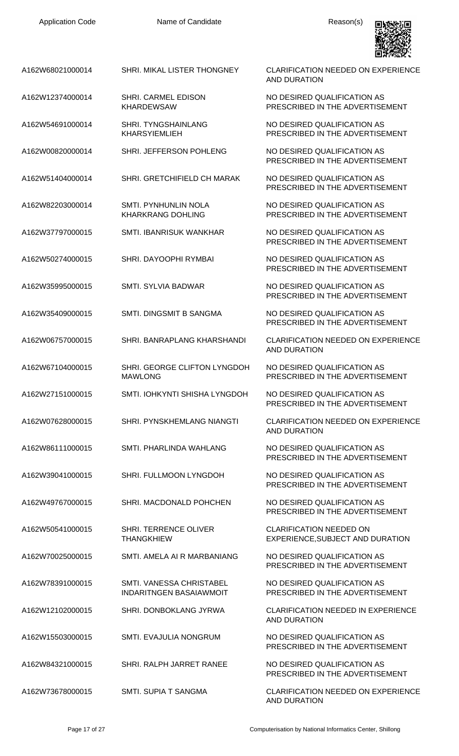| Application Code | Name of Candidate | Reason(s) |
|---|---|---|
| A162W68021000014 | SHRI. MIKAL LISTER THONGNEY | CLARIFICATION NEEDED ON EXPERIENCE AND DURATION |
| A162W12374000014 | SHRI. CARMEL EDISON KHARDEWSAW | NO DESIRED QUALIFICATION AS PRESCRIBED IN THE ADVERTISEMENT |
| A162W54691000014 | SHRI. TYNGSHAINLANG KHARSYIEMLIEH | NO DESIRED QUALIFICATION AS PRESCRIBED IN THE ADVERTISEMENT |
| A162W00820000014 | SHRI. JEFFERSON POHLENG | NO DESIRED QUALIFICATION AS PRESCRIBED IN THE ADVERTISEMENT |
| A162W51404000014 | SHRI. GRETCHIFIELD CH MARAK | NO DESIRED QUALIFICATION AS PRESCRIBED IN THE ADVERTISEMENT |
| A162W82203000014 | SMTI. PYNHUNLIN NOLA KHARKRANG DOHLING | NO DESIRED QUALIFICATION AS PRESCRIBED IN THE ADVERTISEMENT |
| A162W37797000015 | SMTI. IBANRISUK WANKHAR | NO DESIRED QUALIFICATION AS PRESCRIBED IN THE ADVERTISEMENT |
| A162W50274000015 | SHRI. DAYOOPHI RYMBAI | NO DESIRED QUALIFICATION AS PRESCRIBED IN THE ADVERTISEMENT |
| A162W35995000015 | SMTI. SYLVIA BADWAR | NO DESIRED QUALIFICATION AS PRESCRIBED IN THE ADVERTISEMENT |
| A162W35409000015 | SMTI. DINGSMIT B SANGMA | NO DESIRED QUALIFICATION AS PRESCRIBED IN THE ADVERTISEMENT |
| A162W06757000015 | SHRI. BANRAPLANG KHARSHANDI | CLARIFICATION NEEDED ON EXPERIENCE AND DURATION |
| A162W67104000015 | SHRI. GEORGE CLIFTON LYNGDOH MAWLONG | NO DESIRED QUALIFICATION AS PRESCRIBED IN THE ADVERTISEMENT |
| A162W27151000015 | SMTI. IOHKYNTI SHISHA LYNGDOH | NO DESIRED QUALIFICATION AS PRESCRIBED IN THE ADVERTISEMENT |
| A162W07628000015 | SHRI. PYNSKHEMLANG NIANGTI | CLARIFICATION NEEDED ON EXPERIENCE AND DURATION |
| A162W86111000015 | SMTI. PHARLINDA WAHLANG | NO DESIRED QUALIFICATION AS PRESCRIBED IN THE ADVERTISEMENT |
| A162W39041000015 | SHRI. FULLMOON LYNGDOH | NO DESIRED QUALIFICATION AS PRESCRIBED IN THE ADVERTISEMENT |
| A162W49767000015 | SHRI. MACDONALD POHCHEN | NO DESIRED QUALIFICATION AS PRESCRIBED IN THE ADVERTISEMENT |
| A162W50541000015 | SHRI. TERRENCE OLIVER THANGKHIEW | CLARIFICATION NEEDED ON EXPERIENCE,SUBJECT AND DURATION |
| A162W70025000015 | SMTI. AMELA AI R MARBANIANG | NO DESIRED QUALIFICATION AS PRESCRIBED IN THE ADVERTISEMENT |
| A162W78391000015 | SMTI. VANESSA CHRISTABEL INDARITNGEN BASAIAWMOIT | NO DESIRED QUALIFICATION AS PRESCRIBED IN THE ADVERTISEMENT |
| A162W12102000015 | SHRI. DONBOKLANG JYRWA | CLARIFICATION NEEDED IN EXPERIENCE AND DURATION |
| A162W15503000015 | SMTI. EVAJULIA NONGRUM | NO DESIRED QUALIFICATION AS PRESCRIBED IN THE ADVERTISEMENT |
| A162W84321000015 | SHRI. RALPH JARRET RANEE | NO DESIRED QUALIFICATION AS PRESCRIBED IN THE ADVERTISEMENT |
| A162W73678000015 | SMTI. SUPIA T SANGMA | CLARIFICATION NEEDED ON EXPERIENCE AND DURATION |

Computerisation by National Informatics Center, Shillong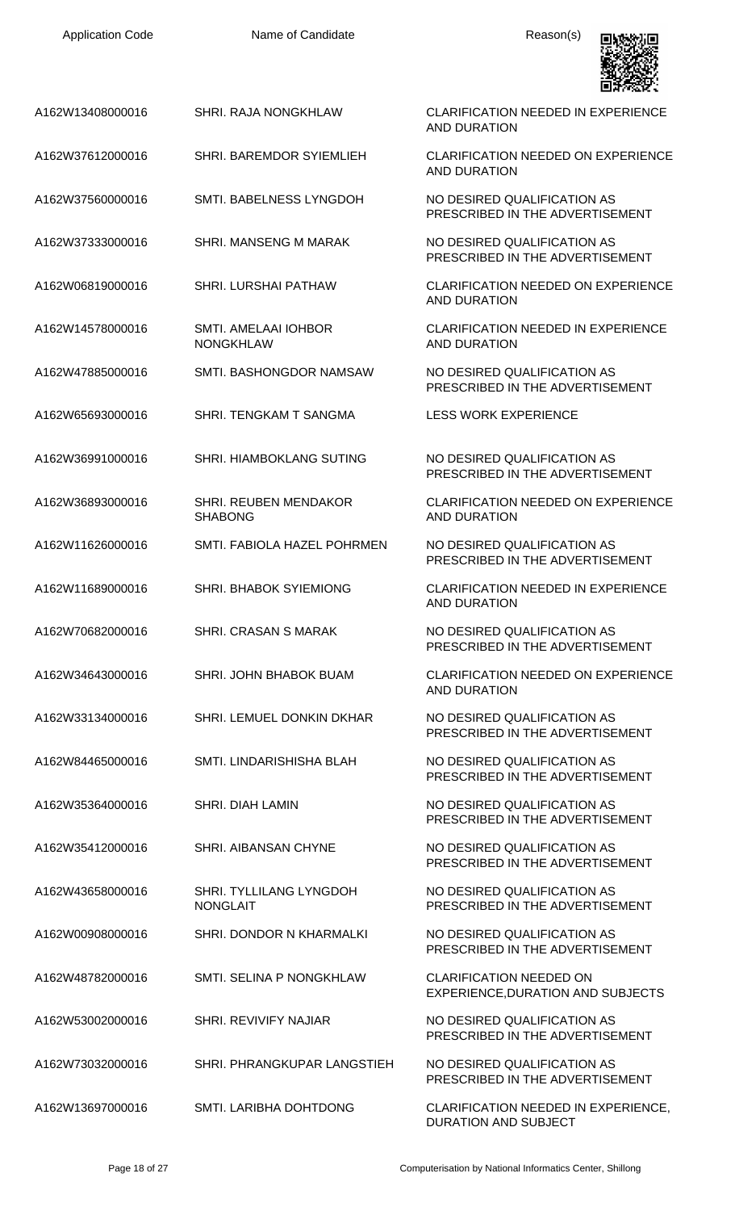| Application Code | Name of Candidate | Reason(s) |
|---|---|---|
| A162W13408000016 | SHRI. RAJA NONGKHLAW | CLARIFICATION NEEDED IN EXPERIENCE AND DURATION |
| A162W37612000016 | SHRI. BAREMDOR SYIEMLIEH | CLARIFICATION NEEDED ON EXPERIENCE AND DURATION |
| A162W37560000016 | SMTI. BABELNESS LYNGDOH | NO DESIRED QUALIFICATION AS PRESCRIBED IN THE ADVERTISEMENT |
| A162W37333000016 | SHRI. MANSENG M MARAK | NO DESIRED QUALIFICATION AS PRESCRIBED IN THE ADVERTISEMENT |
| A162W06819000016 | SHRI. LURSHAI PATHAW | CLARIFICATION NEEDED ON EXPERIENCE AND DURATION |
| A162W14578000016 | SMTI. AMELAAI IOHBOR NONGKHLAW | CLARIFICATION NEEDED IN EXPERIENCE AND DURATION |
| A162W47885000016 | SMTI. BASHONGDOR NAMSAW | NO DESIRED QUALIFICATION AS PRESCRIBED IN THE ADVERTISEMENT |
| A162W65693000016 | SHRI. TENGKAM T SANGMA | LESS WORK EXPERIENCE |
| A162W36991000016 | SHRI. HIAMBOKLANG SUTING | NO DESIRED QUALIFICATION AS PRESCRIBED IN THE ADVERTISEMENT |
| A162W36893000016 | SHRI. REUBEN MENDAKOR SHABONG | CLARIFICATION NEEDED ON EXPERIENCE AND DURATION |
| A162W11626000016 | SMTI. FABIOLA HAZEL POHRMEN | NO DESIRED QUALIFICATION AS PRESCRIBED IN THE ADVERTISEMENT |
| A162W11689000016 | SHRI. BHABOK SYIEMIONG | CLARIFICATION NEEDED IN EXPERIENCE AND DURATION |
| A162W70682000016 | SHRI. CRASAN S MARAK | NO DESIRED QUALIFICATION AS PRESCRIBED IN THE ADVERTISEMENT |
| A162W34643000016 | SHRI. JOHN BHABOK BUAM | CLARIFICATION NEEDED ON EXPERIENCE AND DURATION |
| A162W33134000016 | SHRI. LEMUEL DONKIN DKHAR | NO DESIRED QUALIFICATION AS PRESCRIBED IN THE ADVERTISEMENT |
| A162W84465000016 | SMTI. LINDARISHISHA BLAH | NO DESIRED QUALIFICATION AS PRESCRIBED IN THE ADVERTISEMENT |
| A162W35364000016 | SHRI. DIAH LAMIN | NO DESIRED QUALIFICATION AS PRESCRIBED IN THE ADVERTISEMENT |
| A162W35412000016 | SHRI. AIBANSAN CHYNE | NO DESIRED QUALIFICATION AS PRESCRIBED IN THE ADVERTISEMENT |
| A162W43658000016 | SHRI. TYLLILANG LYNGDOH NONGLAIT | NO DESIRED QUALIFICATION AS PRESCRIBED IN THE ADVERTISEMENT |
| A162W00908000016 | SHRI. DONDOR N KHARMALKI | NO DESIRED QUALIFICATION AS PRESCRIBED IN THE ADVERTISEMENT |
| A162W48782000016 | SMTI. SELINA P NONGKHLAW | CLARIFICATION NEEDED ON EXPERIENCE,DURATION AND SUBJECTS |
| A162W53002000016 | SHRI. REVIVIFY NAJIAR | NO DESIRED QUALIFICATION AS PRESCRIBED IN THE ADVERTISEMENT |
| A162W73032000016 | SHRI. PHRANGKUPAR LANGSTIEH | NO DESIRED QUALIFICATION AS PRESCRIBED IN THE ADVERTISEMENT |
| A162W13697000016 | SMTI. LARIBHA DOHTDONG | CLARIFICATION NEEDED IN EXPERIENCE, DURATION AND SUBJECT |

Computerisation by National Informatics Center, Shillong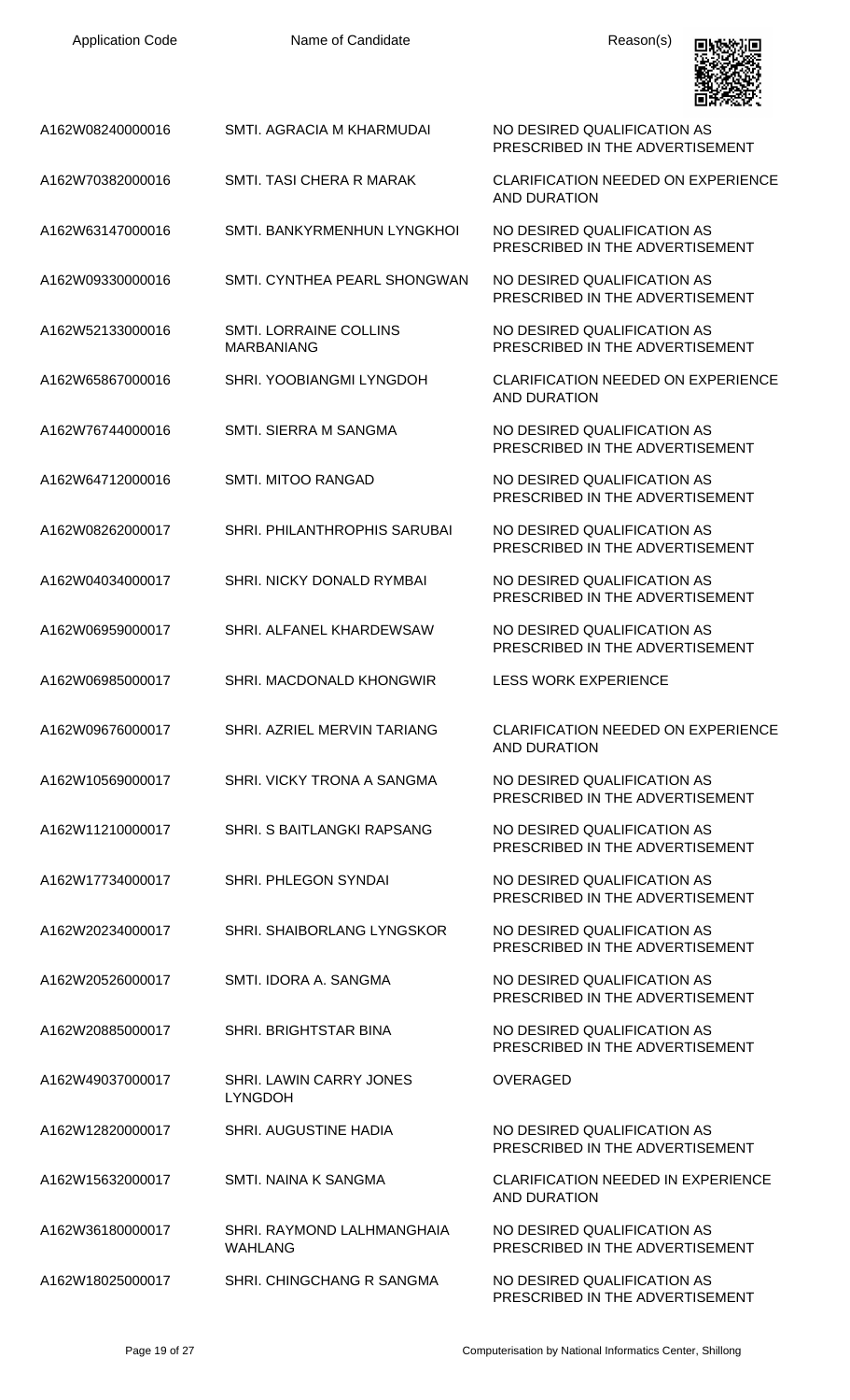| Application Code | Name of Candidate | Reason(s) |
|---|---|---|
| A162W08240000016 | SMTI. AGRACIA M KHARMUDAI | NO DESIRED QUALIFICATION AS PRESCRIBED IN THE ADVERTISEMENT |
| A162W70382000016 | SMTI. TASI CHERA R MARAK | CLARIFICATION NEEDED ON EXPERIENCE AND DURATION |
| A162W63147000016 | SMTI. BANKYRMENHUN LYNGKHOI | NO DESIRED QUALIFICATION AS PRESCRIBED IN THE ADVERTISEMENT |
| A162W09330000016 | SMTI. CYNTHEA PEARL SHONGWAN | NO DESIRED QUALIFICATION AS PRESCRIBED IN THE ADVERTISEMENT |
| A162W52133000016 | SMTI. LORRAINE COLLINS MARBANIANG | NO DESIRED QUALIFICATION AS PRESCRIBED IN THE ADVERTISEMENT |
| A162W65867000016 | SHRI. YOOBIANGMI LYNGDOH | CLARIFICATION NEEDED ON EXPERIENCE AND DURATION |
| A162W76744000016 | SMTI. SIERRA M SANGMA | NO DESIRED QUALIFICATION AS PRESCRIBED IN THE ADVERTISEMENT |
| A162W64712000016 | SMTI. MITOO RANGAD | NO DESIRED QUALIFICATION AS PRESCRIBED IN THE ADVERTISEMENT |
| A162W08262000017 | SHRI. PHILANTHROPHIS SARUBAI | NO DESIRED QUALIFICATION AS PRESCRIBED IN THE ADVERTISEMENT |
| A162W04034000017 | SHRI. NICKY DONALD RYMBAI | NO DESIRED QUALIFICATION AS PRESCRIBED IN THE ADVERTISEMENT |
| A162W06959000017 | SHRI. ALFANEL KHARDEWSAW | NO DESIRED QUALIFICATION AS PRESCRIBED IN THE ADVERTISEMENT |
| A162W06985000017 | SHRI. MACDONALD KHONGWIR | LESS WORK EXPERIENCE |
| A162W09676000017 | SHRI. AZRIEL MERVIN TARIANG | CLARIFICATION NEEDED ON EXPERIENCE AND DURATION |
| A162W10569000017 | SHRI. VICKY TRONA A SANGMA | NO DESIRED QUALIFICATION AS PRESCRIBED IN THE ADVERTISEMENT |
| A162W11210000017 | SHRI. S BAITLANGKI RAPSANG | NO DESIRED QUALIFICATION AS PRESCRIBED IN THE ADVERTISEMENT |
| A162W17734000017 | SHRI. PHLEGON SYNDAI | NO DESIRED QUALIFICATION AS PRESCRIBED IN THE ADVERTISEMENT |
| A162W20234000017 | SHRI. SHAIBORLANG LYNGSKOR | NO DESIRED QUALIFICATION AS PRESCRIBED IN THE ADVERTISEMENT |
| A162W20526000017 | SMTI. IDORA A. SANGMA | NO DESIRED QUALIFICATION AS PRESCRIBED IN THE ADVERTISEMENT |
| A162W20885000017 | SHRI. BRIGHTSTAR BINA | NO DESIRED QUALIFICATION AS PRESCRIBED IN THE ADVERTISEMENT |
| A162W49037000017 | SHRI. LAWIN CARRY JONES LYNGDOH | OVERAGED |
| A162W12820000017 | SHRI. AUGUSTINE HADIA | NO DESIRED QUALIFICATION AS PRESCRIBED IN THE ADVERTISEMENT |
| A162W15632000017 | SMTI. NAINA K SANGMA | CLARIFICATION NEEDED IN EXPERIENCE AND DURATION |
| A162W36180000017 | SHRI. RAYMOND LALHMANGHAIA WAHLANG | NO DESIRED QUALIFICATION AS PRESCRIBED IN THE ADVERTISEMENT |
| A162W18025000017 | SHRI. CHINGCHANG R SANGMA | NO DESIRED QUALIFICATION AS PRESCRIBED IN THE ADVERTISEMENT |

Computerisation by National Informatics Center, Shillong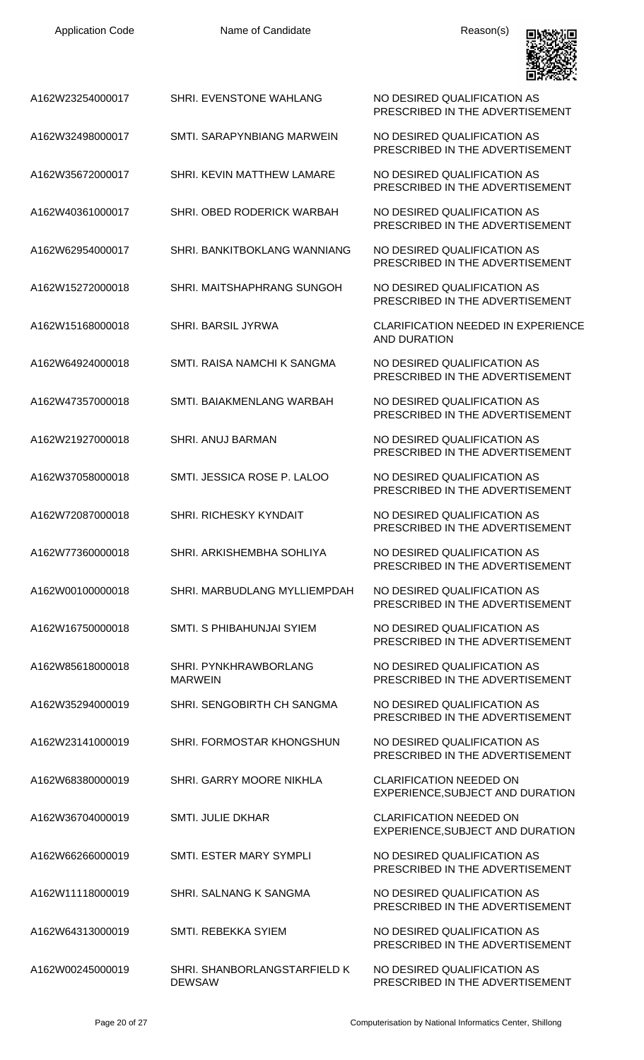| Application Code | Name of Candidate | Reason(s) |
|---|---|---|
| A162W23254000017 | SHRI. EVENSTONE WAHLANG | NO DESIRED QUALIFICATION AS PRESCRIBED IN THE ADVERTISEMENT |
| A162W32498000017 | SMTI. SARAPYNBIANG MARWEIN | NO DESIRED QUALIFICATION AS PRESCRIBED IN THE ADVERTISEMENT |
| A162W35672000017 | SHRI. KEVIN MATTHEW LAMARE | NO DESIRED QUALIFICATION AS PRESCRIBED IN THE ADVERTISEMENT |
| A162W40361000017 | SHRI. OBED RODERICK WARBAH | NO DESIRED QUALIFICATION AS PRESCRIBED IN THE ADVERTISEMENT |
| A162W62954000017 | SHRI. BANKITBOKLANG WANNIANG | NO DESIRED QUALIFICATION AS PRESCRIBED IN THE ADVERTISEMENT |
| A162W15272000018 | SHRI. MAITSHAPHRANG SUNGOH | NO DESIRED QUALIFICATION AS PRESCRIBED IN THE ADVERTISEMENT |
| A162W15168000018 | SHRI. BARSIL JYRWA | CLARIFICATION NEEDED IN EXPERIENCE AND DURATION |
| A162W64924000018 | SMTI. RAISA NAMCHI K SANGMA | NO DESIRED QUALIFICATION AS PRESCRIBED IN THE ADVERTISEMENT |
| A162W47357000018 | SMTI. BAIAKMENLANG WARBAH | NO DESIRED QUALIFICATION AS PRESCRIBED IN THE ADVERTISEMENT |
| A162W21927000018 | SHRI. ANUJ BARMAN | NO DESIRED QUALIFICATION AS PRESCRIBED IN THE ADVERTISEMENT |
| A162W37058000018 | SMTI. JESSICA ROSE P. LALOO | NO DESIRED QUALIFICATION AS PRESCRIBED IN THE ADVERTISEMENT |
| A162W72087000018 | SHRI. RICHESKY KYNDAIT | NO DESIRED QUALIFICATION AS PRESCRIBED IN THE ADVERTISEMENT |
| A162W77360000018 | SHRI. ARKISHEMBHA SOHLIYA | NO DESIRED QUALIFICATION AS PRESCRIBED IN THE ADVERTISEMENT |
| A162W00100000018 | SHRI. MARBUDLANG MYLLIEMPDAH | NO DESIRED QUALIFICATION AS PRESCRIBED IN THE ADVERTISEMENT |
| A162W16750000018 | SMTI. S PHIBAHUNJAI SYIEM | NO DESIRED QUALIFICATION AS PRESCRIBED IN THE ADVERTISEMENT |
| A162W85618000018 | SHRI. PYNKHRAWBORLANG MARWEIN | NO DESIRED QUALIFICATION AS PRESCRIBED IN THE ADVERTISEMENT |
| A162W35294000019 | SHRI. SENGOBIRTH CH SANGMA | NO DESIRED QUALIFICATION AS PRESCRIBED IN THE ADVERTISEMENT |
| A162W23141000019 | SHRI. FORMOSTAR KHONGSHUN | NO DESIRED QUALIFICATION AS PRESCRIBED IN THE ADVERTISEMENT |
| A162W68380000019 | SHRI. GARRY MOORE NIKHLA | CLARIFICATION NEEDED ON EXPERIENCE,SUBJECT AND DURATION |
| A162W36704000019 | SMTI. JULIE DKHAR | CLARIFICATION NEEDED ON EXPERIENCE,SUBJECT AND DURATION |
| A162W66266000019 | SMTI. ESTER MARY SYMPLI | NO DESIRED QUALIFICATION AS PRESCRIBED IN THE ADVERTISEMENT |
| A162W11118000019 | SHRI. SALNANG K SANGMA | NO DESIRED QUALIFICATION AS PRESCRIBED IN THE ADVERTISEMENT |
| A162W64313000019 | SMTI. REBEKKA SYIEM | NO DESIRED QUALIFICATION AS PRESCRIBED IN THE ADVERTISEMENT |
| A162W00245000019 | SHRI. SHANBORLANGSTARFIELD K DEWSAW | NO DESIRED QUALIFICATION AS PRESCRIBED IN THE ADVERTISEMENT |

Computerisation by National Informatics Center, Shillong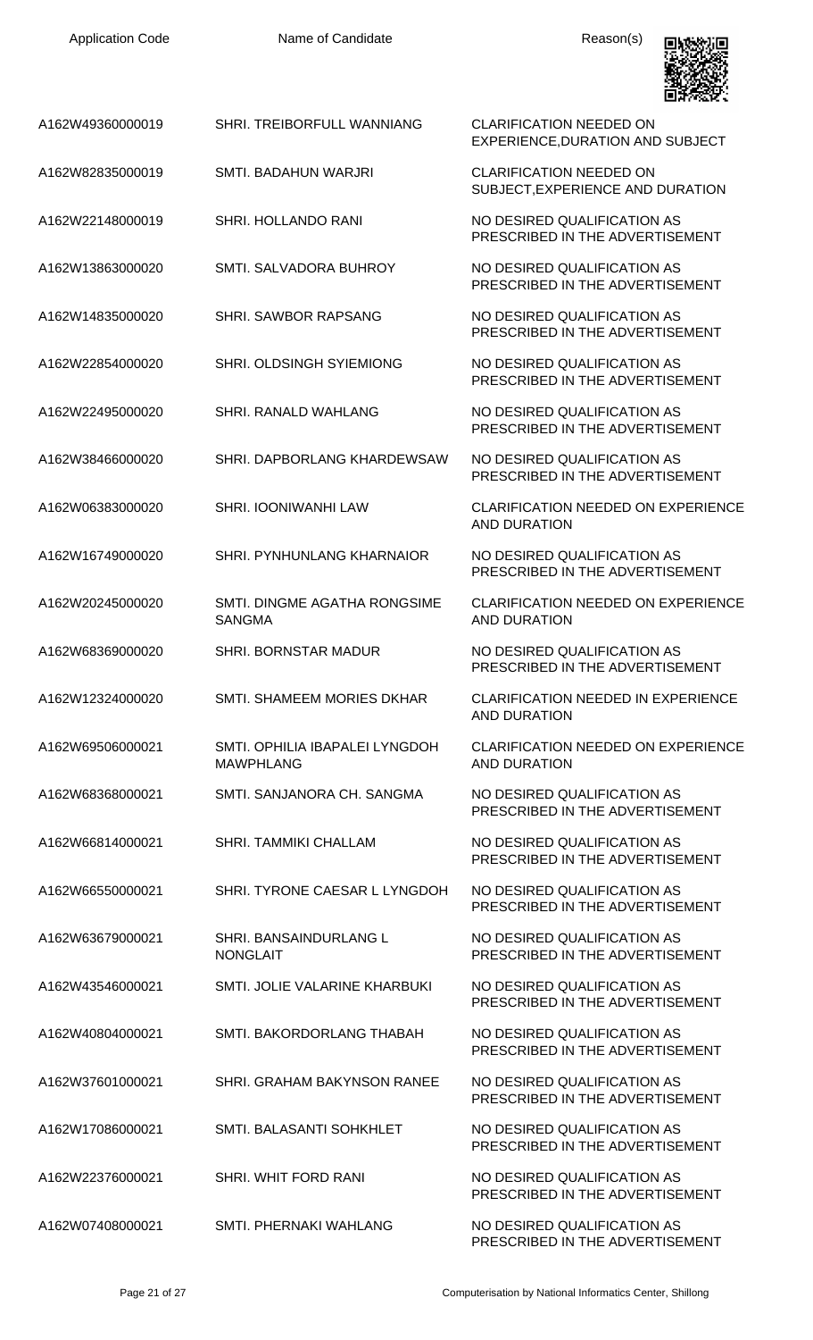| Application Code | Name of Candidate | Reason(s) |
|---|---|---|
| A162W49360000019 | SHRI. TREIBORFULL WANNIANG | CLARIFICATION NEEDED ON EXPERIENCE,DURATION AND SUBJECT |
| A162W82835000019 | SMTI. BADAHUN WARJRI | CLARIFICATION NEEDED ON SUBJECT,EXPERIENCE AND DURATION |
| A162W22148000019 | SHRI. HOLLANDO RANI | NO DESIRED QUALIFICATION AS PRESCRIBED IN THE ADVERTISEMENT |
| A162W13863000020 | SMTI. SALVADORA BUHROY | NO DESIRED QUALIFICATION AS PRESCRIBED IN THE ADVERTISEMENT |
| A162W14835000020 | SHRI. SAWBOR RAPSANG | NO DESIRED QUALIFICATION AS PRESCRIBED IN THE ADVERTISEMENT |
| A162W22854000020 | SHRI. OLDSINGH SYIEMIONG | NO DESIRED QUALIFICATION AS PRESCRIBED IN THE ADVERTISEMENT |
| A162W22495000020 | SHRI. RANALD WAHLANG | NO DESIRED QUALIFICATION AS PRESCRIBED IN THE ADVERTISEMENT |
| A162W38466000020 | SHRI. DAPBORLANG KHARDEWSAW | NO DESIRED QUALIFICATION AS PRESCRIBED IN THE ADVERTISEMENT |
| A162W06383000020 | SHRI. IOONIWANHI LAW | CLARIFICATION NEEDED ON EXPERIENCE AND DURATION |
| A162W16749000020 | SHRI. PYNHUNLANG KHARNAIOR | NO DESIRED QUALIFICATION AS PRESCRIBED IN THE ADVERTISEMENT |
| A162W20245000020 | SMTI. DINGME AGATHA RONGSIME SANGMA | CLARIFICATION NEEDED ON EXPERIENCE AND DURATION |
| A162W68369000020 | SHRI. BORNSTAR MADUR | NO DESIRED QUALIFICATION AS PRESCRIBED IN THE ADVERTISEMENT |
| A162W12324000020 | SMTI. SHAMEEM MORIES DKHAR | CLARIFICATION NEEDED IN EXPERIENCE AND DURATION |
| A162W69506000021 | SMTI. OPHILIA IBAPALEI LYNGDOH MAWPHLANG | CLARIFICATION NEEDED ON EXPERIENCE AND DURATION |
| A162W68368000021 | SMTI. SANJANORA CH. SANGMA | NO DESIRED QUALIFICATION AS PRESCRIBED IN THE ADVERTISEMENT |
| A162W66814000021 | SHRI. TAMMIKI CHALLAM | NO DESIRED QUALIFICATION AS PRESCRIBED IN THE ADVERTISEMENT |
| A162W66550000021 | SHRI. TYRONE CAESAR L LYNGDOH | NO DESIRED QUALIFICATION AS PRESCRIBED IN THE ADVERTISEMENT |
| A162W63679000021 | SHRI. BANSAINDURLANG L NONGLAIT | NO DESIRED QUALIFICATION AS PRESCRIBED IN THE ADVERTISEMENT |
| A162W43546000021 | SMTI. JOLIE VALARINE KHARBUKI | NO DESIRED QUALIFICATION AS PRESCRIBED IN THE ADVERTISEMENT |
| A162W40804000021 | SMTI. BAKORDORLANG THABAH | NO DESIRED QUALIFICATION AS PRESCRIBED IN THE ADVERTISEMENT |
| A162W37601000021 | SHRI. GRAHAM BAKYNSON RANEE | NO DESIRED QUALIFICATION AS PRESCRIBED IN THE ADVERTISEMENT |
| A162W17086000021 | SMTI. BALASANTI SOHKHLET | NO DESIRED QUALIFICATION AS PRESCRIBED IN THE ADVERTISEMENT |
| A162W22376000021 | SHRI. WHIT FORD RANI | NO DESIRED QUALIFICATION AS PRESCRIBED IN THE ADVERTISEMENT |
| A162W07408000021 | SMTI. PHERNAKI WAHLANG | NO DESIRED QUALIFICATION AS PRESCRIBED IN THE ADVERTISEMENT |

Computerisation by National Informatics Center, Shillong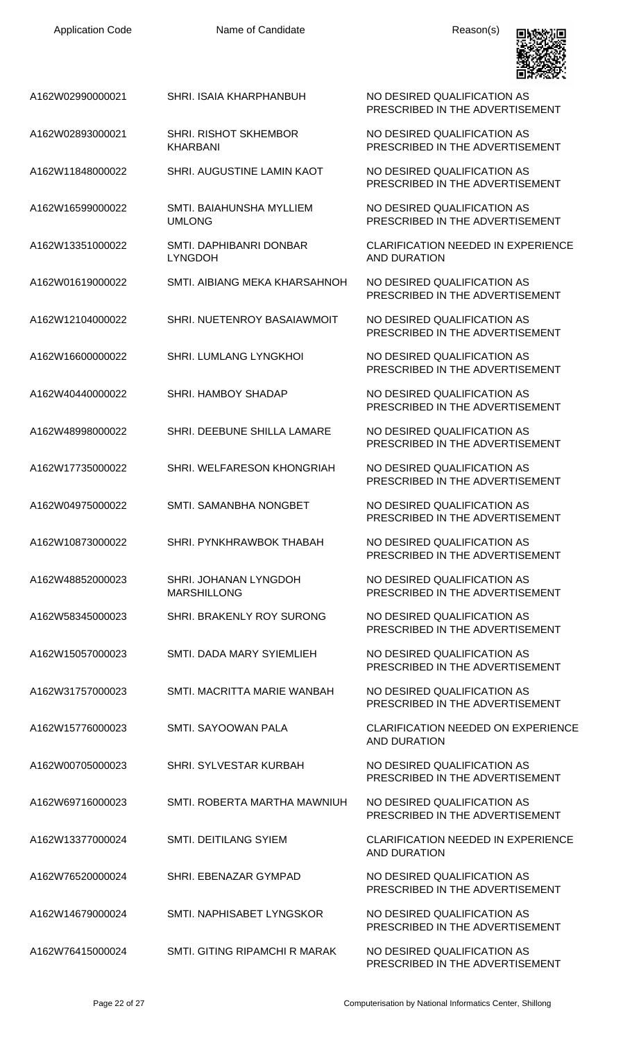| Application Code | Name of Candidate | Reason(s) |
|---|---|---|
| A162W02990000021 | SHRI. ISAIA KHARPHANBUH | NO DESIRED QUALIFICATION AS PRESCRIBED IN THE ADVERTISEMENT |
| A162W02893000021 | SHRI. RISHOT SKHEMBOR KHARBANI | NO DESIRED QUALIFICATION AS PRESCRIBED IN THE ADVERTISEMENT |
| A162W11848000022 | SHRI. AUGUSTINE LAMIN KAOT | NO DESIRED QUALIFICATION AS PRESCRIBED IN THE ADVERTISEMENT |
| A162W16599000022 | SMTI. BAIAHUNSHA MYLLIEM UMLONG | NO DESIRED QUALIFICATION AS PRESCRIBED IN THE ADVERTISEMENT |
| A162W13351000022 | SMTI. DAPHIBANRI DONBAR LYNGDOH | CLARIFICATION NEEDED IN EXPERIENCE AND DURATION |
| A162W01619000022 | SMTI. AIBIANG MEKA KHARSAHNOH | NO DESIRED QUALIFICATION AS PRESCRIBED IN THE ADVERTISEMENT |
| A162W12104000022 | SHRI. NUETENROY BASAIAWMOIT | NO DESIRED QUALIFICATION AS PRESCRIBED IN THE ADVERTISEMENT |
| A162W16600000022 | SHRI. LUMLANG LYNGKHOI | NO DESIRED QUALIFICATION AS PRESCRIBED IN THE ADVERTISEMENT |
| A162W40440000022 | SHRI. HAMBOY SHADAP | NO DESIRED QUALIFICATION AS PRESCRIBED IN THE ADVERTISEMENT |
| A162W48998000022 | SHRI. DEEBUNE SHILLA LAMARE | NO DESIRED QUALIFICATION AS PRESCRIBED IN THE ADVERTISEMENT |
| A162W17735000022 | SHRI. WELFARESON KHONGRIAH | NO DESIRED QUALIFICATION AS PRESCRIBED IN THE ADVERTISEMENT |
| A162W04975000022 | SMTI. SAMANBHA NONGBET | NO DESIRED QUALIFICATION AS PRESCRIBED IN THE ADVERTISEMENT |
| A162W10873000022 | SHRI. PYNKHRAWBOK THABAH | NO DESIRED QUALIFICATION AS PRESCRIBED IN THE ADVERTISEMENT |
| A162W48852000023 | SHRI. JOHANAN LYNGDOH MARSHILLONG | NO DESIRED QUALIFICATION AS PRESCRIBED IN THE ADVERTISEMENT |
| A162W58345000023 | SHRI. BRAKENLY ROY SURONG | NO DESIRED QUALIFICATION AS PRESCRIBED IN THE ADVERTISEMENT |
| A162W15057000023 | SMTI. DADA MARY SYIEMLIEH | NO DESIRED QUALIFICATION AS PRESCRIBED IN THE ADVERTISEMENT |
| A162W31757000023 | SMTI. MACRITTA MARIE WANBAH | NO DESIRED QUALIFICATION AS PRESCRIBED IN THE ADVERTISEMENT |
| A162W15776000023 | SMTI. SAYOOWAN PALA | CLARIFICATION NEEDED ON EXPERIENCE AND DURATION |
| A162W00705000023 | SHRI. SYLVESTAR KURBAH | NO DESIRED QUALIFICATION AS PRESCRIBED IN THE ADVERTISEMENT |
| A162W69716000023 | SMTI. ROBERTA MARTHA MAWNIUH | NO DESIRED QUALIFICATION AS PRESCRIBED IN THE ADVERTISEMENT |
| A162W13377000024 | SMTI. DEITILANG SYIEM | CLARIFICATION NEEDED IN EXPERIENCE AND DURATION |
| A162W76520000024 | SHRI. EBENAZAR GYMPAD | NO DESIRED QUALIFICATION AS PRESCRIBED IN THE ADVERTISEMENT |
| A162W14679000024 | SMTI. NAPHISABET LYNGSKOR | NO DESIRED QUALIFICATION AS PRESCRIBED IN THE ADVERTISEMENT |
| A162W76415000024 | SMTI. GITING RIPAMCHI R MARAK | NO DESIRED QUALIFICATION AS PRESCRIBED IN THE ADVERTISEMENT |

Computerisation by National Informatics Center, Shillong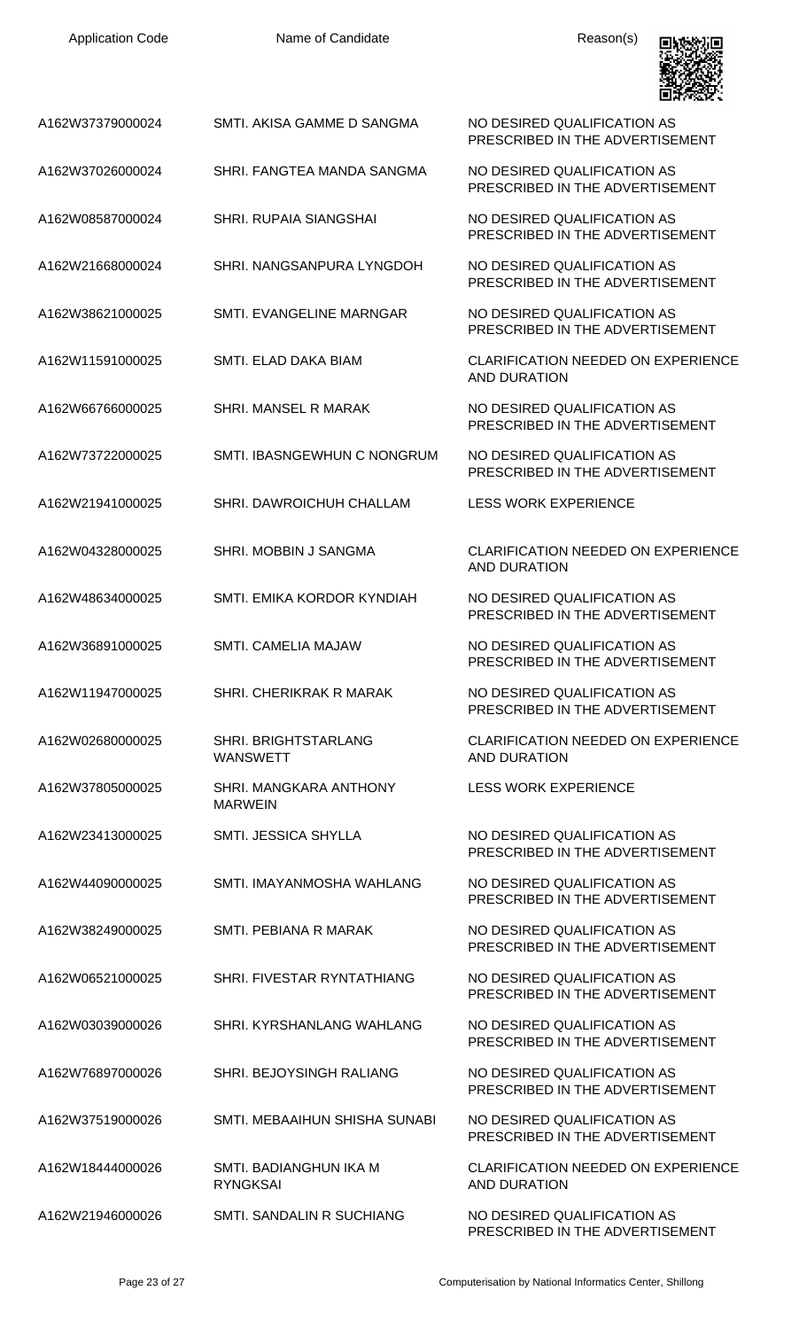| Application Code | Name of Candidate | Reason(s) |
|---|---|---|
| A162W37379000024 | SMTI. AKISA GAMME D SANGMA | NO DESIRED QUALIFICATION AS PRESCRIBED IN THE ADVERTISEMENT |
| A162W37026000024 | SHRI. FANGTEA MANDA SANGMA | NO DESIRED QUALIFICATION AS PRESCRIBED IN THE ADVERTISEMENT |
| A162W08587000024 | SHRI. RUPAIA SIANGSHAI | NO DESIRED QUALIFICATION AS PRESCRIBED IN THE ADVERTISEMENT |
| A162W21668000024 | SHRI. NANGSANPURA LYNGDOH | NO DESIRED QUALIFICATION AS PRESCRIBED IN THE ADVERTISEMENT |
| A162W38621000025 | SMTI. EVANGELINE MARNGAR | NO DESIRED QUALIFICATION AS PRESCRIBED IN THE ADVERTISEMENT |
| A162W11591000025 | SMTI. ELAD DAKA BIAM | CLARIFICATION NEEDED ON EXPERIENCE AND DURATION |
| A162W66766000025 | SHRI. MANSEL R MARAK | NO DESIRED QUALIFICATION AS PRESCRIBED IN THE ADVERTISEMENT |
| A162W73722000025 | SMTI. IBASNGEWHUN C NONGRUM | NO DESIRED QUALIFICATION AS PRESCRIBED IN THE ADVERTISEMENT |
| A162W21941000025 | SHRI. DAWROICHUH CHALLAM | LESS WORK EXPERIENCE |
| A162W04328000025 | SHRI. MOBBIN J SANGMA | CLARIFICATION NEEDED ON EXPERIENCE AND DURATION |
| A162W48634000025 | SMTI. EMIKA KORDOR KYNDIAH | NO DESIRED QUALIFICATION AS PRESCRIBED IN THE ADVERTISEMENT |
| A162W36891000025 | SMTI. CAMELIA MAJAW | NO DESIRED QUALIFICATION AS PRESCRIBED IN THE ADVERTISEMENT |
| A162W11947000025 | SHRI. CHERIKRAK R MARAK | NO DESIRED QUALIFICATION AS PRESCRIBED IN THE ADVERTISEMENT |
| A162W02680000025 | SHRI. BRIGHTSTARLANG WANSWETT | CLARIFICATION NEEDED ON EXPERIENCE AND DURATION |
| A162W37805000025 | SHRI. MANGKARA ANTHONY MARWEIN | LESS WORK EXPERIENCE |
| A162W23413000025 | SMTI. JESSICA SHYLLA | NO DESIRED QUALIFICATION AS PRESCRIBED IN THE ADVERTISEMENT |
| A162W44090000025 | SMTI. IMAYANMOSHA WAHLANG | NO DESIRED QUALIFICATION AS PRESCRIBED IN THE ADVERTISEMENT |
| A162W38249000025 | SMTI. PEBIANA R MARAK | NO DESIRED QUALIFICATION AS PRESCRIBED IN THE ADVERTISEMENT |
| A162W06521000025 | SHRI. FIVESTAR RYNTATHIANG | NO DESIRED QUALIFICATION AS PRESCRIBED IN THE ADVERTISEMENT |
| A162W03039000026 | SHRI. KYRSHANLANG WAHLANG | NO DESIRED QUALIFICATION AS PRESCRIBED IN THE ADVERTISEMENT |
| A162W76897000026 | SHRI. BEJOYSINGH RALIANG | NO DESIRED QUALIFICATION AS PRESCRIBED IN THE ADVERTISEMENT |
| A162W37519000026 | SMTI. MEBAAIHUN SHISHA SUNABI | NO DESIRED QUALIFICATION AS PRESCRIBED IN THE ADVERTISEMENT |
| A162W18444000026 | SMTI. BADIANGHUN IKA M RYNGKSAI | CLARIFICATION NEEDED ON EXPERIENCE AND DURATION |
| A162W21946000026 | SMTI. SANDALIN R SUCHIANG | NO DESIRED QUALIFICATION AS PRESCRIBED IN THE ADVERTISEMENT |

Computerisation by National Informatics Center, Shillong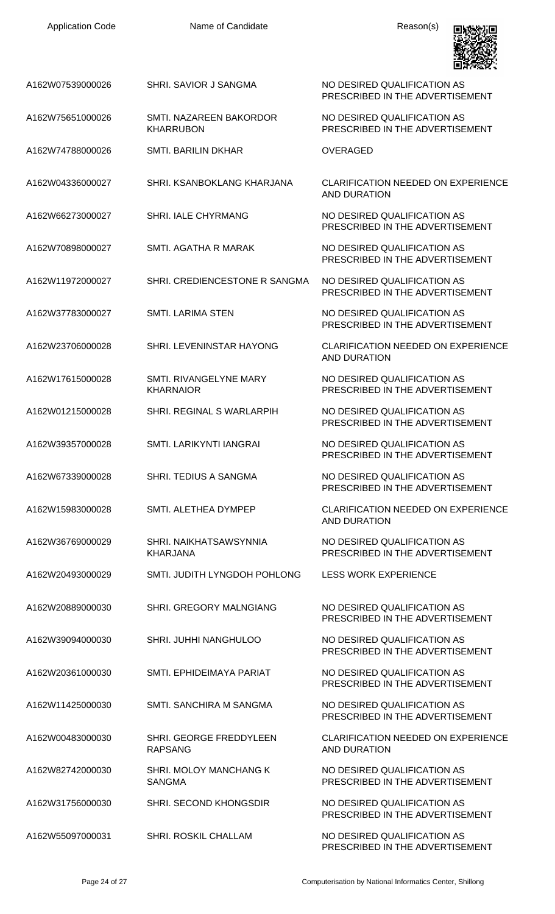| Application Code | Name of Candidate | Reason(s) |
|---|---|---|
| A162W07539000026 | SHRI. SAVIOR J SANGMA | NO DESIRED QUALIFICATION AS PRESCRIBED IN THE ADVERTISEMENT |
| A162W75651000026 | SMTI. NAZAREEN BAKORDOR KHARRUBON | NO DESIRED QUALIFICATION AS PRESCRIBED IN THE ADVERTISEMENT |
| A162W74788000026 | SMTI. BARILIN DKHAR | OVERAGED |
| A162W04336000027 | SHRI. KSANBOKLANG KHARJANA | CLARIFICATION NEEDED ON EXPERIENCE AND DURATION |
| A162W66273000027 | SHRI. IALE CHYRMANG | NO DESIRED QUALIFICATION AS PRESCRIBED IN THE ADVERTISEMENT |
| A162W70898000027 | SMTI. AGATHA R MARAK | NO DESIRED QUALIFICATION AS PRESCRIBED IN THE ADVERTISEMENT |
| A162W11972000027 | SHRI. CREDIENCESTONE R SANGMA | NO DESIRED QUALIFICATION AS PRESCRIBED IN THE ADVERTISEMENT |
| A162W37783000027 | SMTI. LARIMA STEN | NO DESIRED QUALIFICATION AS PRESCRIBED IN THE ADVERTISEMENT |
| A162W23706000028 | SHRI. LEVENINSTAR HAYONG | CLARIFICATION NEEDED ON EXPERIENCE AND DURATION |
| A162W17615000028 | SMTI. RIVANGELYNE MARY KHARNAIOR | NO DESIRED QUALIFICATION AS PRESCRIBED IN THE ADVERTISEMENT |
| A162W01215000028 | SHRI. REGINAL S WARLARPIH | NO DESIRED QUALIFICATION AS PRESCRIBED IN THE ADVERTISEMENT |
| A162W39357000028 | SMTI. LARIKYNTI IANGRAI | NO DESIRED QUALIFICATION AS PRESCRIBED IN THE ADVERTISEMENT |
| A162W67339000028 | SHRI. TEDIUS A SANGMA | NO DESIRED QUALIFICATION AS PRESCRIBED IN THE ADVERTISEMENT |
| A162W15983000028 | SMTI. ALETHEA DYMPEP | CLARIFICATION NEEDED ON EXPERIENCE AND DURATION |
| A162W36769000029 | SHRI. NAIKHATSAWSYNNIA KHARJANA | NO DESIRED QUALIFICATION AS PRESCRIBED IN THE ADVERTISEMENT |
| A162W20493000029 | SMTI. JUDITH LYNGDOH POHLONG | LESS WORK EXPERIENCE |
| A162W20889000030 | SHRI. GREGORY MALNGIANG | NO DESIRED QUALIFICATION AS PRESCRIBED IN THE ADVERTISEMENT |
| A162W39094000030 | SHRI. JUHHI NANGHULOO | NO DESIRED QUALIFICATION AS PRESCRIBED IN THE ADVERTISEMENT |
| A162W20361000030 | SMTI. EPHIDEIMAYA PARIAT | NO DESIRED QUALIFICATION AS PRESCRIBED IN THE ADVERTISEMENT |
| A162W11425000030 | SMTI. SANCHIRA M SANGMA | NO DESIRED QUALIFICATION AS PRESCRIBED IN THE ADVERTISEMENT |
| A162W00483000030 | SHRI. GEORGE FREDDYLEEN RAPSANG | CLARIFICATION NEEDED ON EXPERIENCE AND DURATION |
| A162W82742000030 | SHRI. MOLOY MANCHANG K SANGMA | NO DESIRED QUALIFICATION AS PRESCRIBED IN THE ADVERTISEMENT |
| A162W31756000030 | SHRI. SECOND KHONGSDIR | NO DESIRED QUALIFICATION AS PRESCRIBED IN THE ADVERTISEMENT |
| A162W55097000031 | SHRI. ROSKIL CHALLAM | NO DESIRED QUALIFICATION AS PRESCRIBED IN THE ADVERTISEMENT |

Computerisation by National Informatics Center, Shillong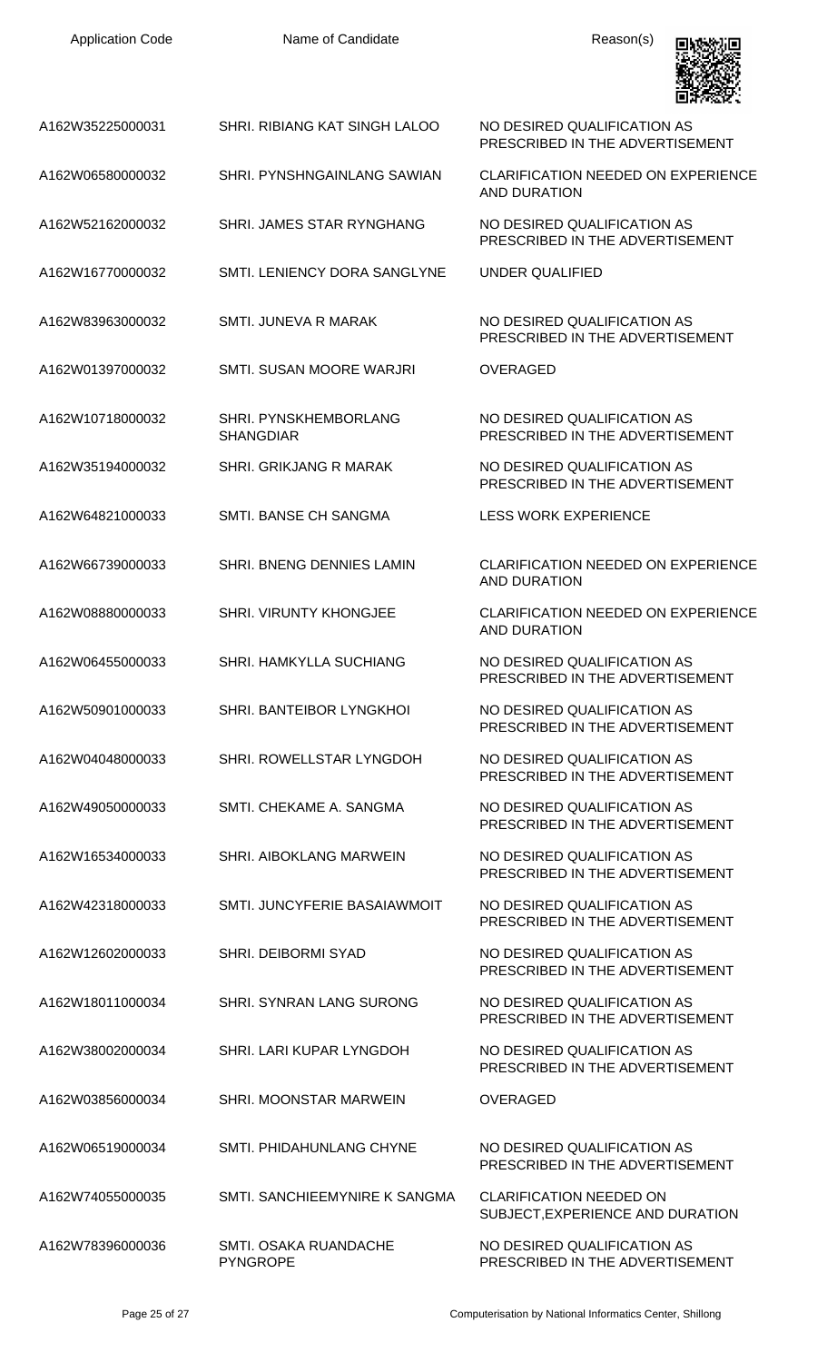| Application Code | Name of Candidate | Reason(s) |
| --- | --- | --- |
| A162W35225000031 | SHRI. RIBIANG KAT SINGH LALOO | NO DESIRED QUALIFICATION AS PRESCRIBED IN THE ADVERTISEMENT |
| A162W06580000032 | SHRI. PYNSHNGAINLANG SAWIAN | CLARIFICATION NEEDED ON EXPERIENCE AND DURATION |
| A162W52162000032 | SHRI. JAMES STAR RYNGHANG | NO DESIRED QUALIFICATION AS PRESCRIBED IN THE ADVERTISEMENT |
| A162W16770000032 | SMTI. LENIENCY DORA SANGLYNE | UNDER QUALIFIED |
| A162W83963000032 | SMTI. JUNEVA R MARAK | NO DESIRED QUALIFICATION AS PRESCRIBED IN THE ADVERTISEMENT |
| A162W01397000032 | SMTI. SUSAN MOORE WARJRI | OVERAGED |
| A162W10718000032 | SHRI. PYNSKHEMBORLANG SHANGDIAR | NO DESIRED QUALIFICATION AS PRESCRIBED IN THE ADVERTISEMENT |
| A162W35194000032 | SHRI. GRIKJANG R MARAK | NO DESIRED QUALIFICATION AS PRESCRIBED IN THE ADVERTISEMENT |
| A162W64821000033 | SMTI. BANSE CH SANGMA | LESS WORK EXPERIENCE |
| A162W66739000033 | SHRI. BNENG DENNIES LAMIN | CLARIFICATION NEEDED ON EXPERIENCE AND DURATION |
| A162W08880000033 | SHRI. VIRUNTY KHONGJEE | CLARIFICATION NEEDED ON EXPERIENCE AND DURATION |
| A162W06455000033 | SHRI. HAMKYLLA SUCHIANG | NO DESIRED QUALIFICATION AS PRESCRIBED IN THE ADVERTISEMENT |
| A162W50901000033 | SHRI. BANTEIBOR LYNGKHOI | NO DESIRED QUALIFICATION AS PRESCRIBED IN THE ADVERTISEMENT |
| A162W04048000033 | SHRI. ROWELLSTAR LYNGDOH | NO DESIRED QUALIFICATION AS PRESCRIBED IN THE ADVERTISEMENT |
| A162W49050000033 | SMTI. CHEKAME A. SANGMA | NO DESIRED QUALIFICATION AS PRESCRIBED IN THE ADVERTISEMENT |
| A162W16534000033 | SHRI. AIBOKLANG MARWEIN | NO DESIRED QUALIFICATION AS PRESCRIBED IN THE ADVERTISEMENT |
| A162W42318000033 | SMTI. JUNCYFERIE BASAIAWMOIT | NO DESIRED QUALIFICATION AS PRESCRIBED IN THE ADVERTISEMENT |
| A162W12602000033 | SHRI. DEIBORMI SYAD | NO DESIRED QUALIFICATION AS PRESCRIBED IN THE ADVERTISEMENT |
| A162W18011000034 | SHRI. SYNRAN LANG SURONG | NO DESIRED QUALIFICATION AS PRESCRIBED IN THE ADVERTISEMENT |
| A162W38002000034 | SHRI. LARI KUPAR LYNGDOH | NO DESIRED QUALIFICATION AS PRESCRIBED IN THE ADVERTISEMENT |
| A162W03856000034 | SHRI. MOONSTAR MARWEIN | OVERAGED |
| A162W06519000034 | SMTI. PHIDAHUNLANG CHYNE | NO DESIRED QUALIFICATION AS PRESCRIBED IN THE ADVERTISEMENT |
| A162W74055000035 | SMTI. SANCHIEEMYNIRE K SANGMA | CLARIFICATION NEEDED ON SUBJECT,EXPERIENCE AND DURATION |
| A162W78396000036 | SMTI. OSAKA RUANDACHE PYNGROPE | NO DESIRED QUALIFICATION AS PRESCRIBED IN THE ADVERTISEMENT |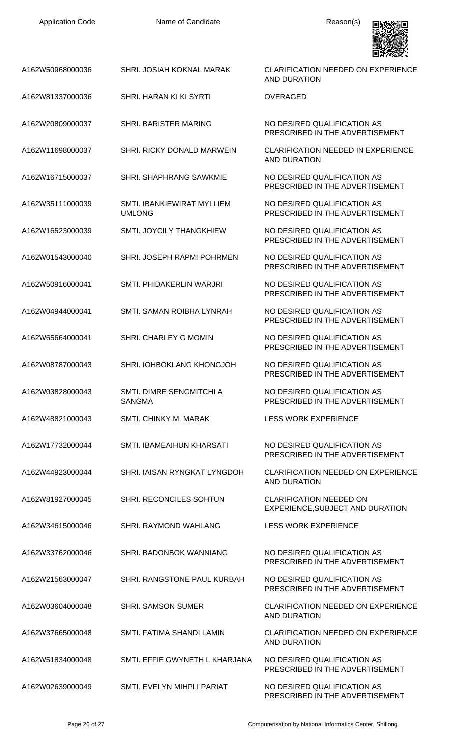| Application Code | Name of Candidate | Reason(s) |
|---|---|---|
| A162W50968000036 | SHRI. JOSIAH KOKNAL MARAK | CLARIFICATION NEEDED ON EXPERIENCE AND DURATION |
| A162W81337000036 | SHRI. HARAN KI KI SYRTI | OVERAGED |
| A162W20809000037 | SHRI. BARISTER MARING | NO DESIRED QUALIFICATION AS PRESCRIBED IN THE ADVERTISEMENT |
| A162W11698000037 | SHRI. RICKY DONALD MARWEIN | CLARIFICATION NEEDED IN EXPERIENCE AND DURATION |
| A162W16715000037 | SHRI. SHAPHRANG SAWKMIE | NO DESIRED QUALIFICATION AS PRESCRIBED IN THE ADVERTISEMENT |
| A162W35111000039 | SMTI. IBANKIEWIRAT MYLLIEM UMLONG | NO DESIRED QUALIFICATION AS PRESCRIBED IN THE ADVERTISEMENT |
| A162W16523000039 | SMTI. JOYCILY THANGKHIEW | NO DESIRED QUALIFICATION AS PRESCRIBED IN THE ADVERTISEMENT |
| A162W01543000040 | SHRI. JOSEPH RAPMI POHRMEN | NO DESIRED QUALIFICATION AS PRESCRIBED IN THE ADVERTISEMENT |
| A162W50916000041 | SMTI. PHIDAKERLIN WARJRI | NO DESIRED QUALIFICATION AS PRESCRIBED IN THE ADVERTISEMENT |
| A162W04944000041 | SMTI. SAMAN ROIBHA LYNRAH | NO DESIRED QUALIFICATION AS PRESCRIBED IN THE ADVERTISEMENT |
| A162W65664000041 | SHRI. CHARLEY G MOMIN | NO DESIRED QUALIFICATION AS PRESCRIBED IN THE ADVERTISEMENT |
| A162W08787000043 | SHRI. IOHBOKLANG KHONGJOH | NO DESIRED QUALIFICATION AS PRESCRIBED IN THE ADVERTISEMENT |
| A162W03828000043 | SMTI. DIMRE SENGMITCHI A SANGMA | NO DESIRED QUALIFICATION AS PRESCRIBED IN THE ADVERTISEMENT |
| A162W48821000043 | SMTI. CHINKY M. MARAK | LESS WORK EXPERIENCE |
| A162W17732000044 | SMTI. IBAMEAIHUN KHARSATI | NO DESIRED QUALIFICATION AS PRESCRIBED IN THE ADVERTISEMENT |
| A162W44923000044 | SHRI. IAISAN RYNGKAT LYNGDOH | CLARIFICATION NEEDED ON EXPERIENCE AND DURATION |
| A162W81927000045 | SHRI. RECONCILES SOHTUN | CLARIFICATION NEEDED ON EXPERIENCE,SUBJECT AND DURATION |
| A162W34615000046 | SHRI. RAYMOND WAHLANG | LESS WORK EXPERIENCE |
| A162W33762000046 | SHRI. BADONBOK WANNIANG | NO DESIRED QUALIFICATION AS PRESCRIBED IN THE ADVERTISEMENT |
| A162W21563000047 | SHRI. RANGSTONE PAUL KURBAH | NO DESIRED QUALIFICATION AS PRESCRIBED IN THE ADVERTISEMENT |
| A162W03604000048 | SHRI. SAMSON SUMER | CLARIFICATION NEEDED ON EXPERIENCE AND DURATION |
| A162W37665000048 | SMTI. FATIMA SHANDI LAMIN | CLARIFICATION NEEDED ON EXPERIENCE AND DURATION |
| A162W51834000048 | SMTI. EFFIE GWYNETH L KHARJANA | NO DESIRED QUALIFICATION AS PRESCRIBED IN THE ADVERTISEMENT |
| A162W02639000049 | SMTI. EVELYN MIHPLI PARIAT | NO DESIRED QUALIFICATION AS PRESCRIBED IN THE ADVERTISEMENT |

Computerisation by National Informatics Center, Shillong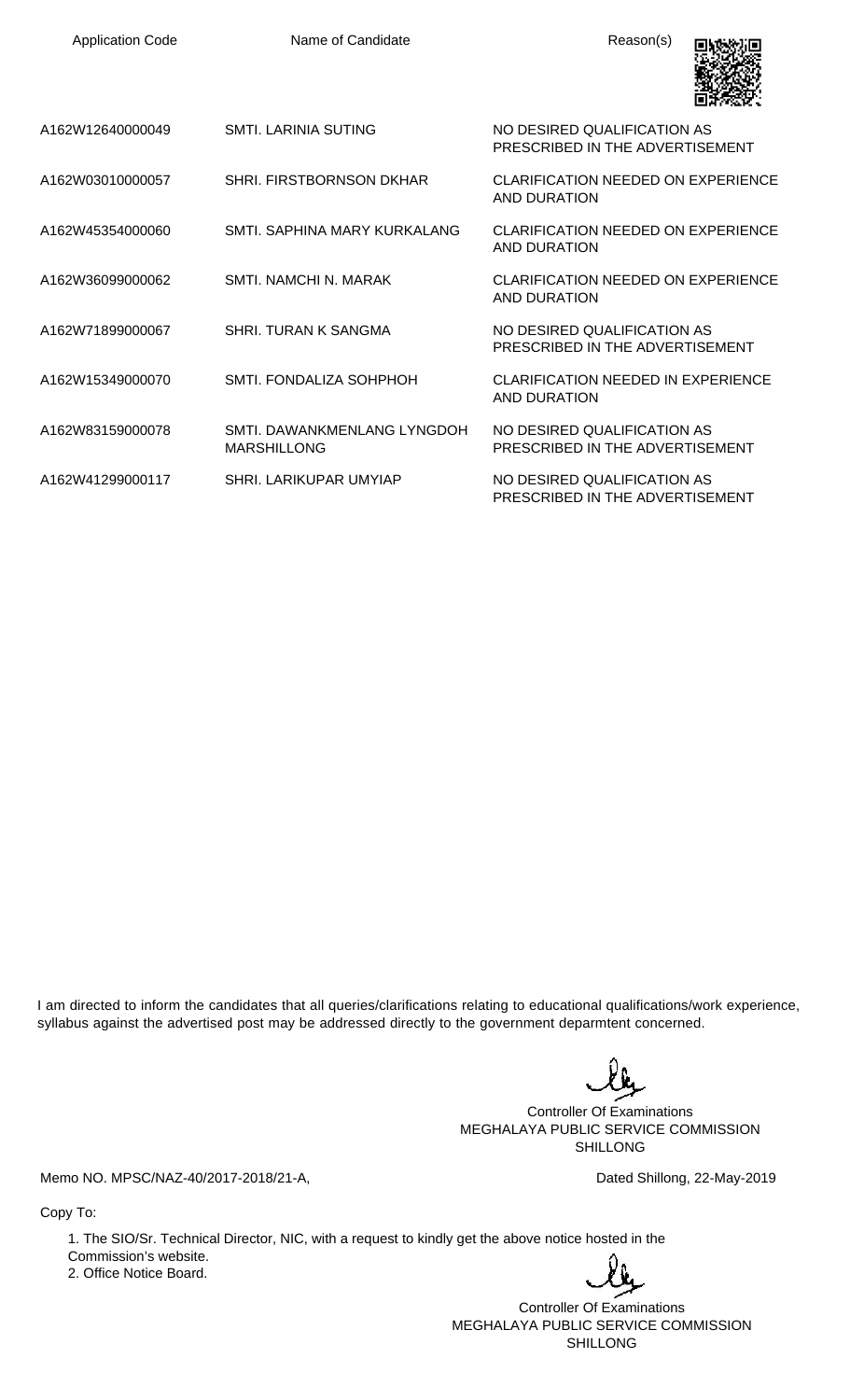| Application Code | Name of Candidate | Reason(s) |
| --- | --- | --- |
| A162W12640000049 | SMTI. LARINIA SUTING | NO DESIRED QUALIFICATION AS PRESCRIBED IN THE ADVERTISEMENT |
| A162W03010000057 | SHRI. FIRSTBORNSON DKHAR | CLARIFICATION NEEDED ON EXPERIENCE AND DURATION |
| A162W45354000060 | SMTI. SAPHINA MARY KURKALANG | CLARIFICATION NEEDED ON EXPERIENCE AND DURATION |
| A162W36099000062 | SMTI. NAMCHI N. MARAK | CLARIFICATION NEEDED ON EXPERIENCE AND DURATION |
| A162W71899000067 | SHRI. TURAN K SANGMA | NO DESIRED QUALIFICATION AS PRESCRIBED IN THE ADVERTISEMENT |
| A162W15349000070 | SMTI. FONDALIZA SOHPHOH | CLARIFICATION NEEDED IN EXPERIENCE AND DURATION |
| A162W83159000078 | SMTI. DAWANKMENLANG LYNGDOH MARSHILLONG | NO DESIRED QUALIFICATION AS PRESCRIBED IN THE ADVERTISEMENT |
| A162W41299000117 | SHRI. LARIKUPAR UMYIAP | NO DESIRED QUALIFICATION AS PRESCRIBED IN THE ADVERTISEMENT |

I am directed to inform the candidates that all queries/clarifications relating to educational qualifications/work experience, syllabus against the advertised post may be addressed directly to the government deparmtent concerned.

Controller Of Examinations
MEGHALAYA PUBLIC SERVICE COMMISSION
SHILLONG

Memo NO. MPSC/NAZ-40/2017-2018/21-A, Dated Shillong, 22-May-2019

Copy To:

1. The SIO/Sr. Technical Director, NIC, with a request to kindly get the above notice hosted in the Commission's website.
2. Office Notice Board.

Controller Of Examinations
MEGHALAYA PUBLIC SERVICE COMMISSION
SHILLONG